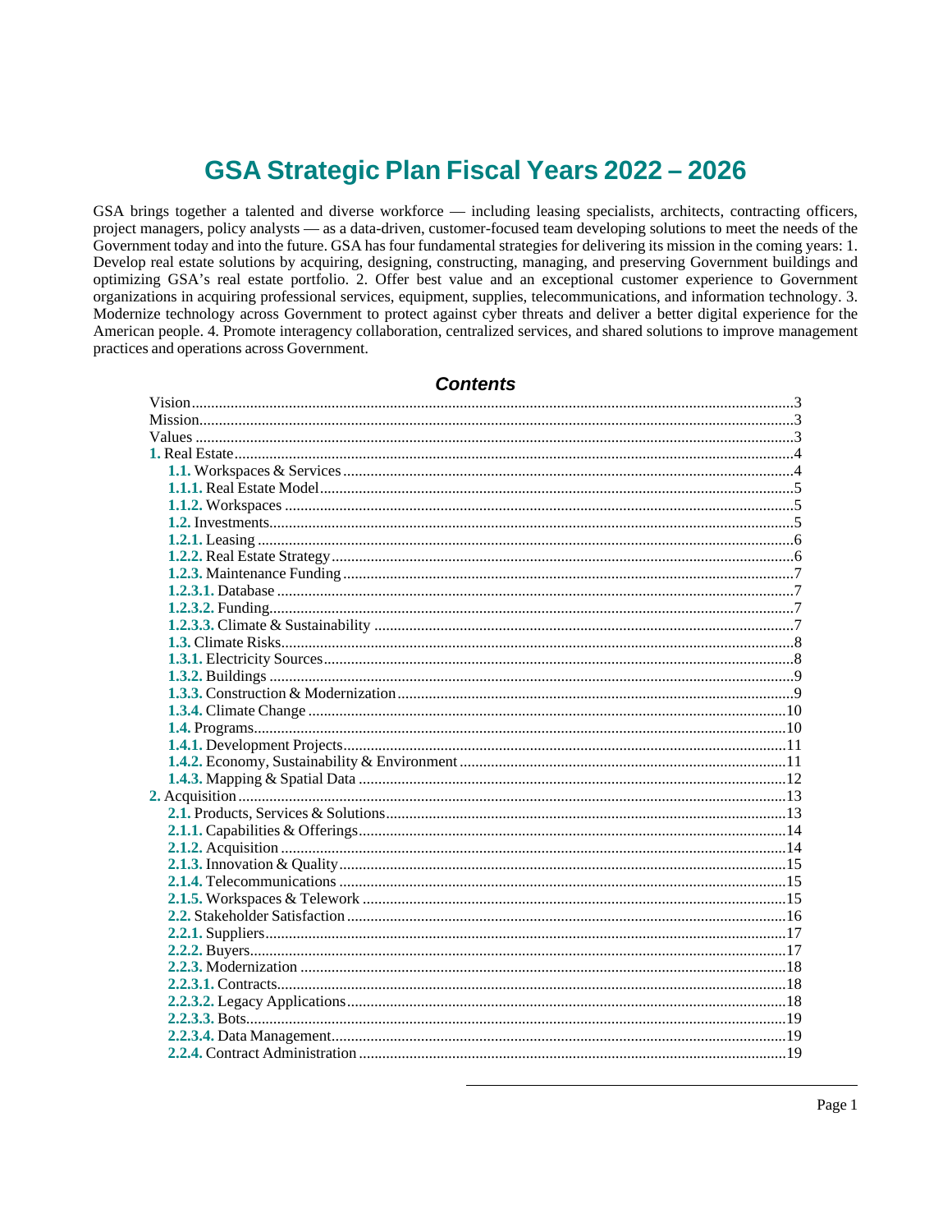# GSA Strategic Plan Fiscal Years 2022 – 2026

GSA brings together a talented and diverse workforce — including leasing specialists, architects, contracting officers, project managers, policy analysts — as a data-driven, customer-focused team developing solutions to meet the needs of the Government today and into the future. GSA has four fundamental strategies for delivering its mission in the coming years: 1. Develop real estate solutions by acquiring, designing, constructing, managing, and preserving Government buildings and optimizing GSA's real estate portfolio. 2. Offer best value and an exceptional customer experience to Government organizations in acquiring professional services, equipment, supplies, telecommunications, and information technology. 3. Modernize technology across Government to protect against cyber threats and deliver a better digital experience for the American people. 4. Promote interagency collaboration, centralized services, and shared solutions to improve management practices and operations across Government.

## *Contents*

- Vision ... 3
- Mission ... 3
- Values ... 3
- **1.** Real Estate ... 4
  - **1.1.** Workspaces & Services ... 4
  - **1.1.1.** Real Estate Model ... 5
  - **1.1.2.** Workspaces ... 5
  - **1.2.** Investments ... 5
  - **1.2.1.** Leasing ... 6
  - **1.2.2.** Real Estate Strategy ... 6
  - **1.2.3.** Maintenance Funding ... 7
  - **1.2.3.1.** Database ... 7
  - **1.2.3.2.** Funding ... 7
  - **1.2.3.3.** Climate & Sustainability ... 7
  - **1.3.** Climate Risks ... 8
  - **1.3.1.** Electricity Sources ... 8
  - **1.3.2.** Buildings ... 9
  - **1.3.3.** Construction & Modernization ... 9
  - **1.3.4.** Climate Change ... 10
  - **1.4.** Programs ... 10
  - **1.4.1.** Development Projects ... 11
  - **1.4.2.** Economy, Sustainability & Environment ... 11
  - **1.4.3.** Mapping & Spatial Data ... 12
- **2.** Acquisition ... 13
  - **2.1.** Products, Services & Solutions ... 13
  - **2.1.1.** Capabilities & Offerings ... 14
  - **2.1.2.** Acquisition ... 14
  - **2.1.3.** Innovation & Quality ... 15
  - **2.1.4.** Telecommunications ... 15
  - **2.1.5.** Workspaces & Telework ... 15
  - **2.2.** Stakeholder Satisfaction ... 16
  - **2.2.1.** Suppliers ... 17
  - **2.2.2.** Buyers ... 17
  - **2.2.3.** Modernization ... 18
  - **2.2.3.1.** Contracts ... 18
  - **2.2.3.2.** Legacy Applications ... 18
  - **2.2.3.3.** Bots ... 19
  - **2.2.3.4.** Data Management ... 19
  - **2.2.4.** Contract Administration ... 19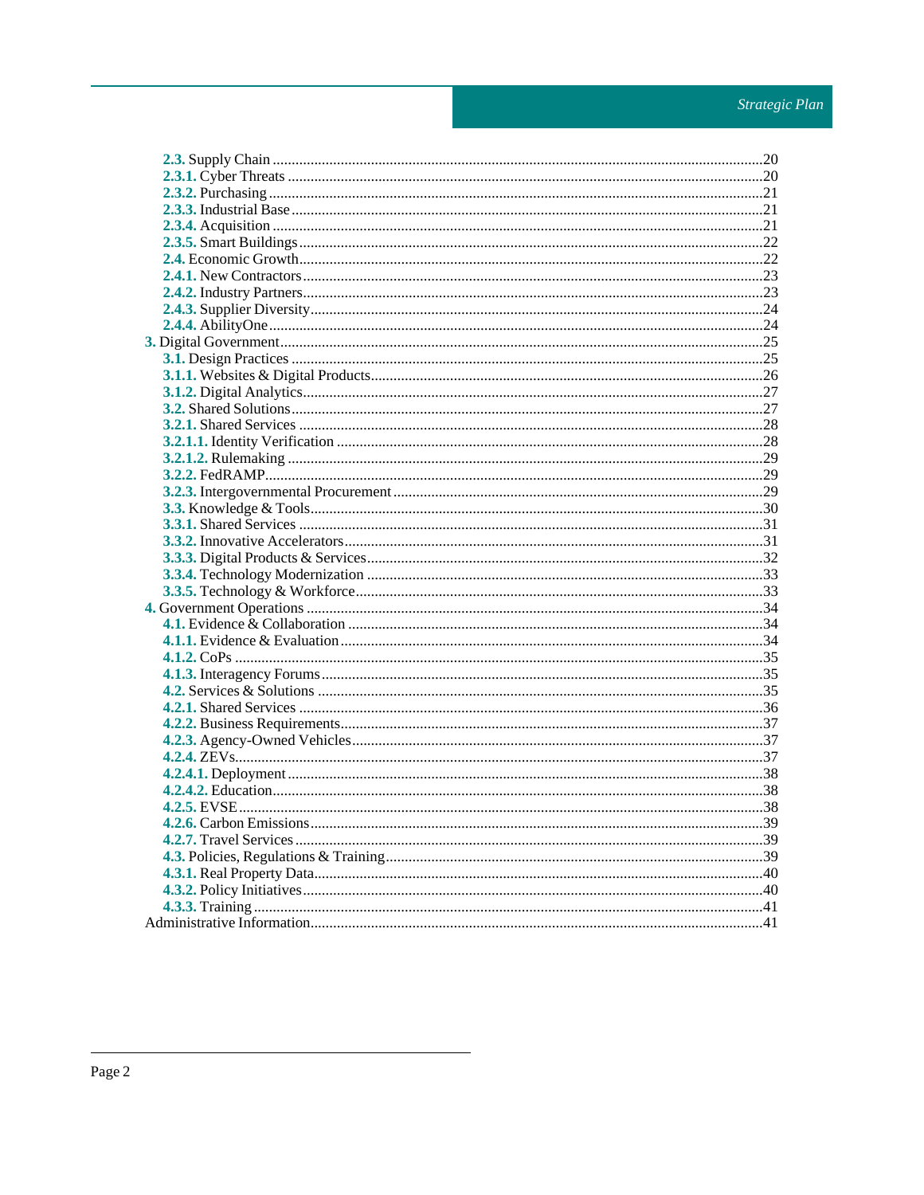- **2.3.** Supply Chain ........ 20
  - **2.3.1.** Cyber Threats ........ 20
  - **2.3.2.** Purchasing ........ 21
  - **2.3.3.** Industrial Base ........ 21
  - **2.3.4.** Acquisition ........ 21
  - **2.3.5.** Smart Buildings ........ 22
- **2.4.** Economic Growth ........ 22
  - **2.4.1.** New Contractors ........ 23
  - **2.4.2.** Industry Partners ........ 23
  - **2.4.3.** Supplier Diversity ........ 24
  - **2.4.4.** AbilityOne ........ 24

**3.** Digital Government ........ 25

- **3.1.** Design Practices ........ 25
  - **3.1.1.** Websites & Digital Products ........ 26
  - **3.1.2.** Digital Analytics ........ 27
- **3.2.** Shared Solutions ........ 27
  - **3.2.1.** Shared Services ........ 28
    - **3.2.1.1.** Identity Verification ........ 28
    - **3.2.1.2.** Rulemaking ........ 29
  - **3.2.2.** FedRAMP ........ 29
  - **3.2.3.** Intergovernmental Procurement ........ 29
- **3.3.** Knowledge & Tools ........ 30
  - **3.3.1.** Shared Services ........ 31
  - **3.3.2.** Innovative Accelerators ........ 31
  - **3.3.3.** Digital Products & Services ........ 32
  - **3.3.4.** Technology Modernization ........ 33
  - **3.3.5.** Technology & Workforce ........ 33

**4.** Government Operations ........ 34

- **4.1.** Evidence & Collaboration ........ 34
  - **4.1.1.** Evidence & Evaluation ........ 34
  - **4.1.2.** CoPs ........ 35
  - **4.1.3.** Interagency Forums ........ 35
- **4.2.** Services & Solutions ........ 35
  - **4.2.1.** Shared Services ........ 36
  - **4.2.2.** Business Requirements ........ 37
  - **4.2.3.** Agency-Owned Vehicles ........ 37
  - **4.2.4.** ZEVs ........ 37
    - **4.2.4.1.** Deployment ........ 38
    - **4.2.4.2.** Education ........ 38
  - **4.2.5.** EVSE ........ 38
  - **4.2.6.** Carbon Emissions ........ 39
  - **4.2.7.** Travel Services ........ 39
- **4.3.** Policies, Regulations & Training ........ 39
  - **4.3.1.** Real Property Data ........ 40
  - **4.3.2.** Policy Initiatives ........ 40
  - **4.3.3.** Training ........ 41

Administrative Information ........ 41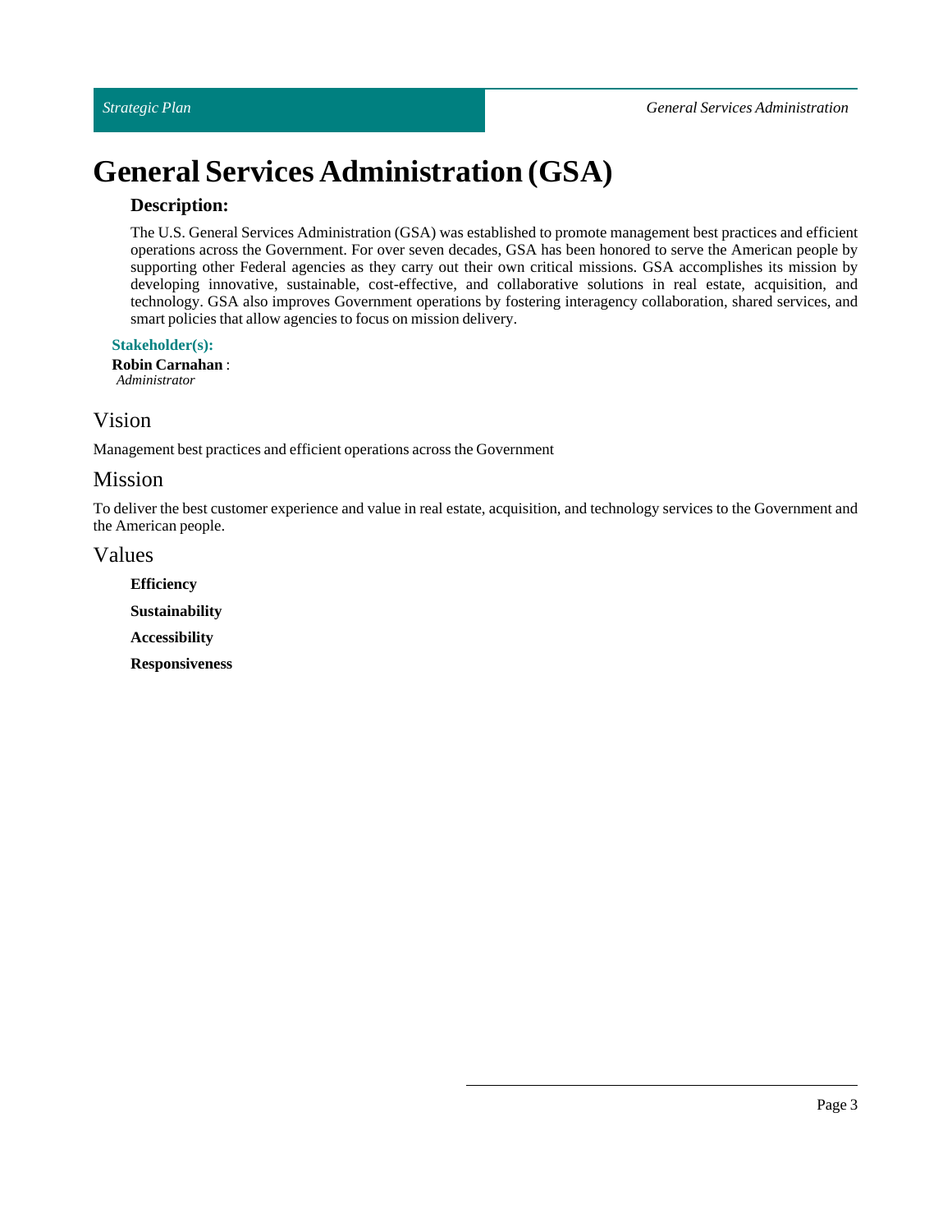# General Services Administration (GSA)

### Description:

The U.S. General Services Administration (GSA) was established to promote management best practices and efficient operations across the Government. For over seven decades, GSA has been honored to serve the American people by supporting other Federal agencies as they carry out their own critical missions. GSA accomplishes its mission by developing innovative, sustainable, cost-effective, and collaborative solutions in real estate, acquisition, and technology. GSA also improves Government operations by fostering interagency collaboration, shared services, and smart policies that allow agencies to focus on mission delivery.

**Stakeholder(s):**

**Robin Carnahan** :
*Administrator*

## Vision

Management best practices and efficient operations across the Government

## Mission

To deliver the best customer experience and value in real estate, acquisition, and technology services to the Government and the American people.

## Values

**Efficiency**

**Sustainability**

**Accessibility**

**Responsiveness**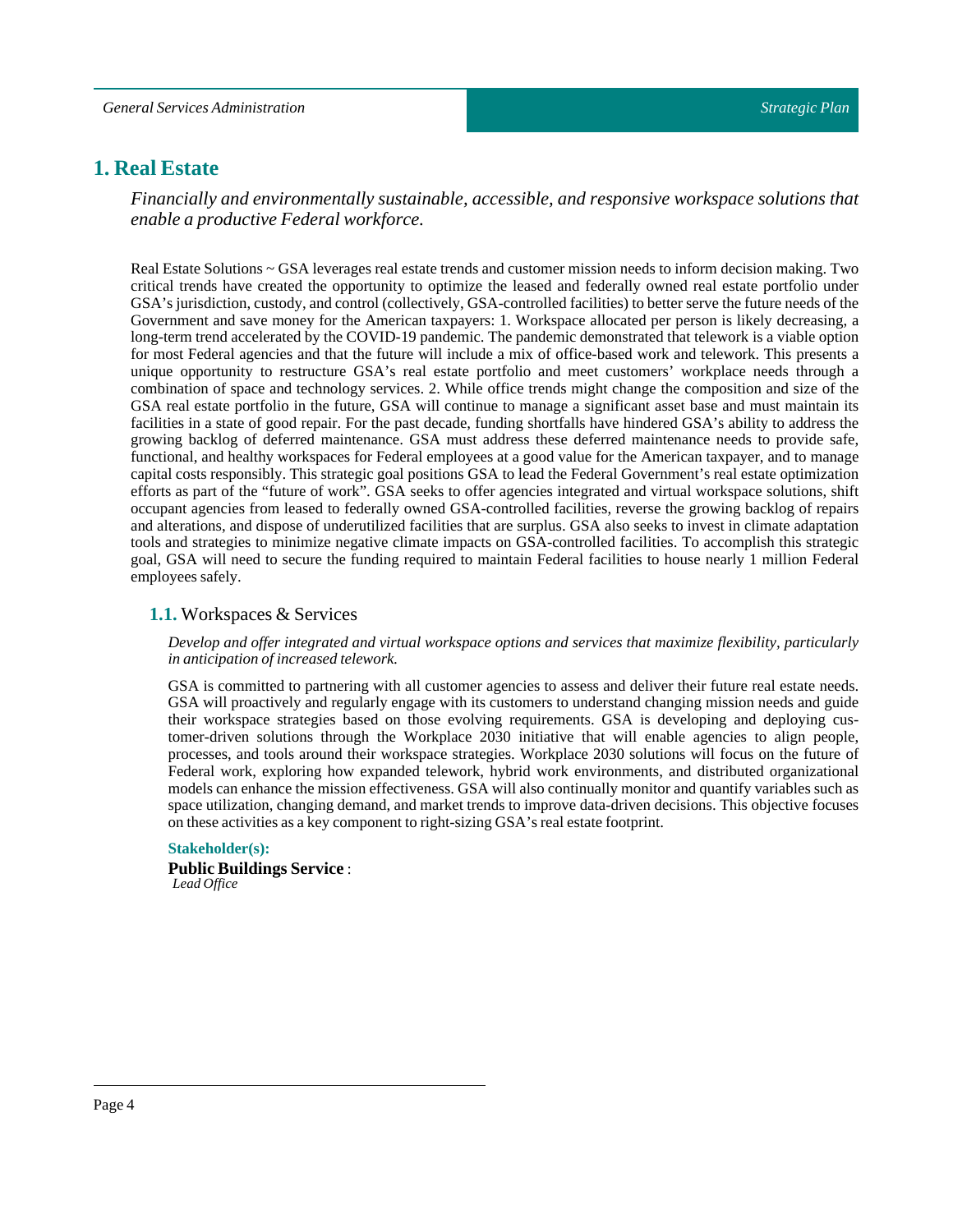# 1. Real Estate

*Financially and environmentally sustainable, accessible, and responsive workspace solutions that enable a productive Federal workforce.*

Real Estate Solutions ~ GSA leverages real estate trends and customer mission needs to inform decision making. Two critical trends have created the opportunity to optimize the leased and federally owned real estate portfolio under GSA's jurisdiction, custody, and control (collectively, GSA-controlled facilities) to better serve the future needs of the Government and save money for the American taxpayers: 1. Workspace allocated per person is likely decreasing, a long-term trend accelerated by the COVID-19 pandemic. The pandemic demonstrated that telework is a viable option for most Federal agencies and that the future will include a mix of office-based work and telework. This presents a unique opportunity to restructure GSA's real estate portfolio and meet customers' workplace needs through a combination of space and technology services. 2. While office trends might change the composition and size of the GSA real estate portfolio in the future, GSA will continue to manage a significant asset base and must maintain its facilities in a state of good repair. For the past decade, funding shortfalls have hindered GSA's ability to address the growing backlog of deferred maintenance. GSA must address these deferred maintenance needs to provide safe, functional, and healthy workspaces for Federal employees at a good value for the American taxpayer, and to manage capital costs responsibly. This strategic goal positions GSA to lead the Federal Government's real estate optimization efforts as part of the "future of work". GSA seeks to offer agencies integrated and virtual workspace solutions, shift occupant agencies from leased to federally owned GSA-controlled facilities, reverse the growing backlog of repairs and alterations, and dispose of underutilized facilities that are surplus. GSA also seeks to invest in climate adaptation tools and strategies to minimize negative climate impacts on GSA-controlled facilities. To accomplish this strategic goal, GSA will need to secure the funding required to maintain Federal facilities to house nearly 1 million Federal employees safely.

## 1.1. Workspaces & Services

*Develop and offer integrated and virtual workspace options and services that maximize flexibility, particularly in anticipation of increased telework.*

GSA is committed to partnering with all customer agencies to assess and deliver their future real estate needs. GSA will proactively and regularly engage with its customers to understand changing mission needs and guide their workspace strategies based on those evolving requirements. GSA is developing and deploying customer-driven solutions through the Workplace 2030 initiative that will enable agencies to align people, processes, and tools around their workspace strategies. Workplace 2030 solutions will focus on the future of Federal work, exploring how expanded telework, hybrid work environments, and distributed organizational models can enhance the mission effectiveness. GSA will also continually monitor and quantify variables such as space utilization, changing demand, and market trends to improve data-driven decisions. This objective focuses on these activities as a key component to right-sizing GSA's real estate footprint.

**Stakeholder(s):**

**Public Buildings Service** :
*Lead Office*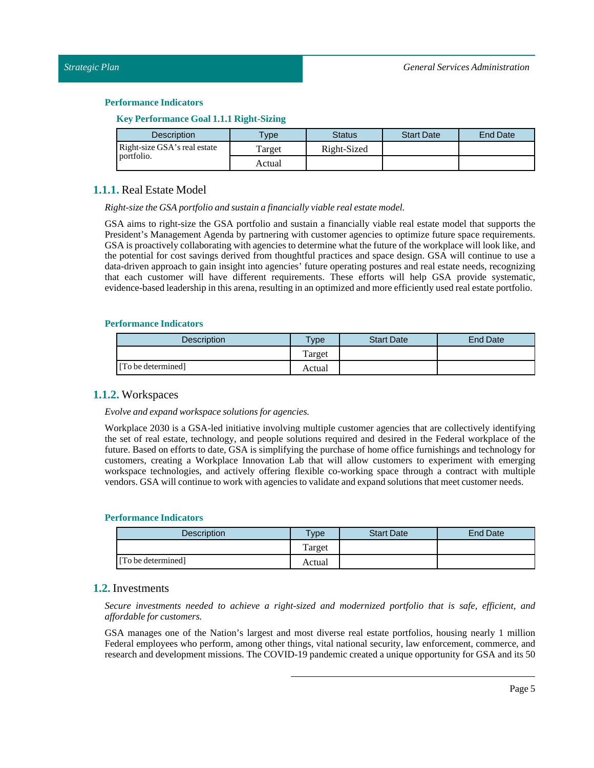#### Performance Indicators

##### Key Performance Goal 1.1.1 Right-Sizing

| Description | Type | Status | Start Date | End Date |
| --- | --- | --- | --- | --- |
| Right-size GSA's real estate portfolio. | Target | Right-Sized | | |
| | Actual | | | |

### **1.1.1.** Real Estate Model

*Right-size the GSA portfolio and sustain a financially viable real estate model.*

GSA aims to right-size the GSA portfolio and sustain a financially viable real estate model that supports the President's Management Agenda by partnering with customer agencies to optimize future space requirements. GSA is proactively collaborating with agencies to determine what the future of the workplace will look like, and the potential for cost savings derived from thoughtful practices and space design. GSA will continue to use a data-driven approach to gain insight into agencies' future operating postures and real estate needs, recognizing that each customer will have different requirements. These efforts will help GSA provide systematic, evidence-based leadership in this arena, resulting in an optimized and more efficiently used real estate portfolio.

#### Performance Indicators

| Description | Type | Start Date | End Date |
| --- | --- | --- | --- |
| | Target | | |
| [To be determined] | Actual | | |

### **1.1.2.** Workspaces

*Evolve and expand workspace solutions for agencies.*

Workplace 2030 is a GSA-led initiative involving multiple customer agencies that are collectively identifying the set of real estate, technology, and people solutions required and desired in the Federal workplace of the future. Based on efforts to date, GSA is simplifying the purchase of home office furnishings and technology for customers, creating a Workplace Innovation Lab that will allow customers to experiment with emerging workspace technologies, and actively offering flexible co-working space through a contract with multiple vendors. GSA will continue to work with agencies to validate and expand solutions that meet customer needs.

#### Performance Indicators

| Description | Type | Start Date | End Date |
| --- | --- | --- | --- |
| | Target | | |
| [To be determined] | Actual | | |

## **1.2.** Investments

*Secure investments needed to achieve a right-sized and modernized portfolio that is safe, efficient, and affordable for customers.*

GSA manages one of the Nation's largest and most diverse real estate portfolios, housing nearly 1 million Federal employees who perform, among other things, vital national security, law enforcement, commerce, and research and development missions. The COVID-19 pandemic created a unique opportunity for GSA and its 50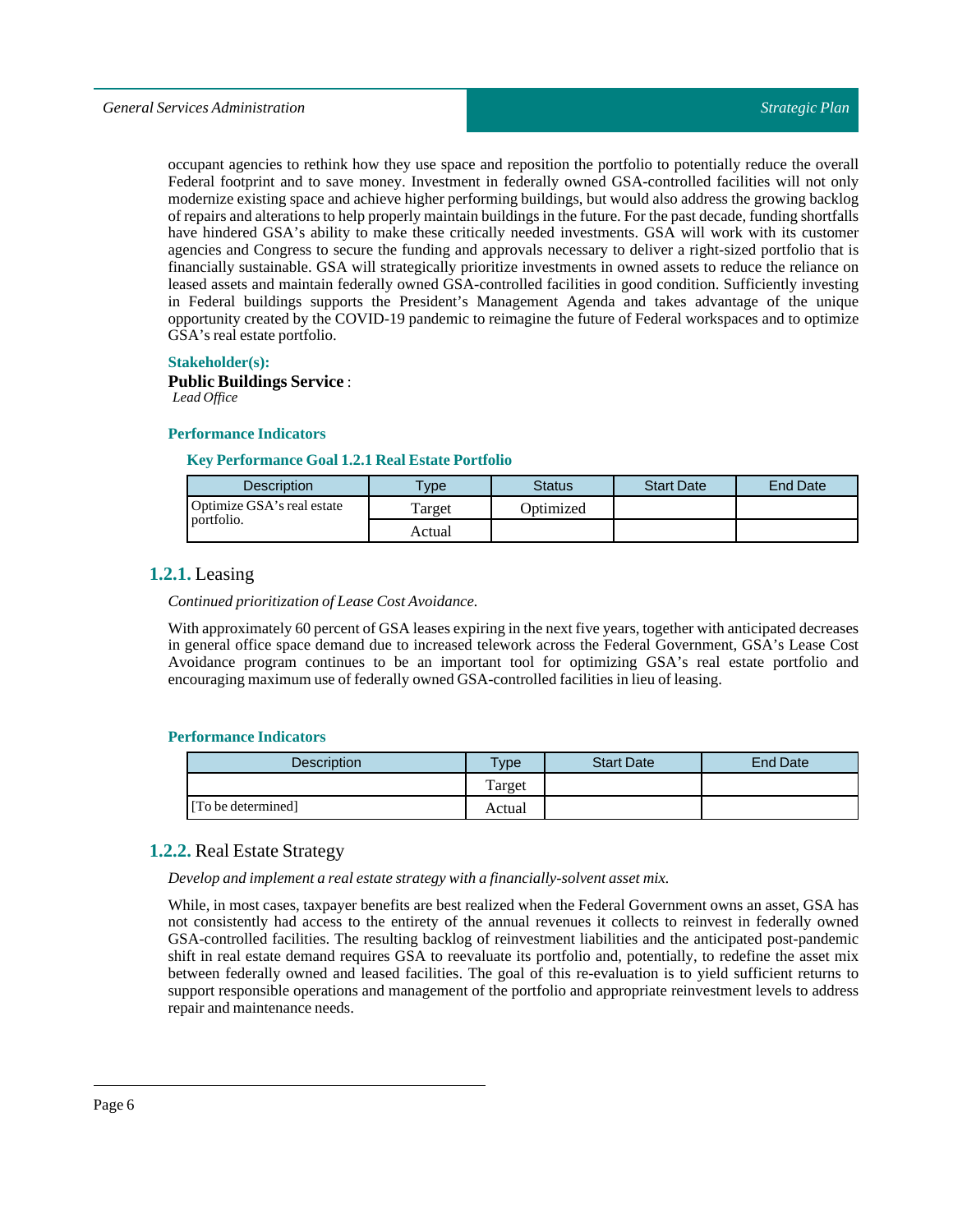occupant agencies to rethink how they use space and reposition the portfolio to potentially reduce the overall Federal footprint and to save money. Investment in federally owned GSA-controlled facilities will not only modernize existing space and achieve higher performing buildings, but would also address the growing backlog of repairs and alterations to help properly maintain buildings in the future. For the past decade, funding shortfalls have hindered GSA's ability to make these critically needed investments. GSA will work with its customer agencies and Congress to secure the funding and approvals necessary to deliver a right-sized portfolio that is financially sustainable. GSA will strategically prioritize investments in owned assets to reduce the reliance on leased assets and maintain federally owned GSA-controlled facilities in good condition. Sufficiently investing in Federal buildings supports the President's Management Agenda and takes advantage of the unique opportunity created by the COVID-19 pandemic to reimagine the future of Federal workspaces and to optimize GSA's real estate portfolio.

**Stakeholder(s):**

**Public Buildings Service** :
*Lead Office*

**Performance Indicators**

**Key Performance Goal 1.2.1 Real Estate Portfolio**

| Description | Type | Status | Start Date | End Date |
|---|---|---|---|---|
| Optimize GSA's real estate portfolio. | Target | Optimized | | |
| | Actual | | | |

## 1.2.1. Leasing

*Continued prioritization of Lease Cost Avoidance.*

With approximately 60 percent of GSA leases expiring in the next five years, together with anticipated decreases in general office space demand due to increased telework across the Federal Government, GSA's Lease Cost Avoidance program continues to be an important tool for optimizing GSA's real estate portfolio and encouraging maximum use of federally owned GSA-controlled facilities in lieu of leasing.

**Performance Indicators**

| Description | Type | Start Date | End Date |
|---|---|---|---|
| [To be determined] | Target | | |
| | Actual | | |

## 1.2.2. Real Estate Strategy

*Develop and implement a real estate strategy with a financially-solvent asset mix.*

While, in most cases, taxpayer benefits are best realized when the Federal Government owns an asset, GSA has not consistently had access to the entirety of the annual revenues it collects to reinvest in federally owned GSA-controlled facilities. The resulting backlog of reinvestment liabilities and the anticipated post-pandemic shift in real estate demand requires GSA to reevaluate its portfolio and, potentially, to redefine the asset mix between federally owned and leased facilities. The goal of this re-evaluation is to yield sufficient returns to support responsible operations and management of the portfolio and appropriate reinvestment levels to address repair and maintenance needs.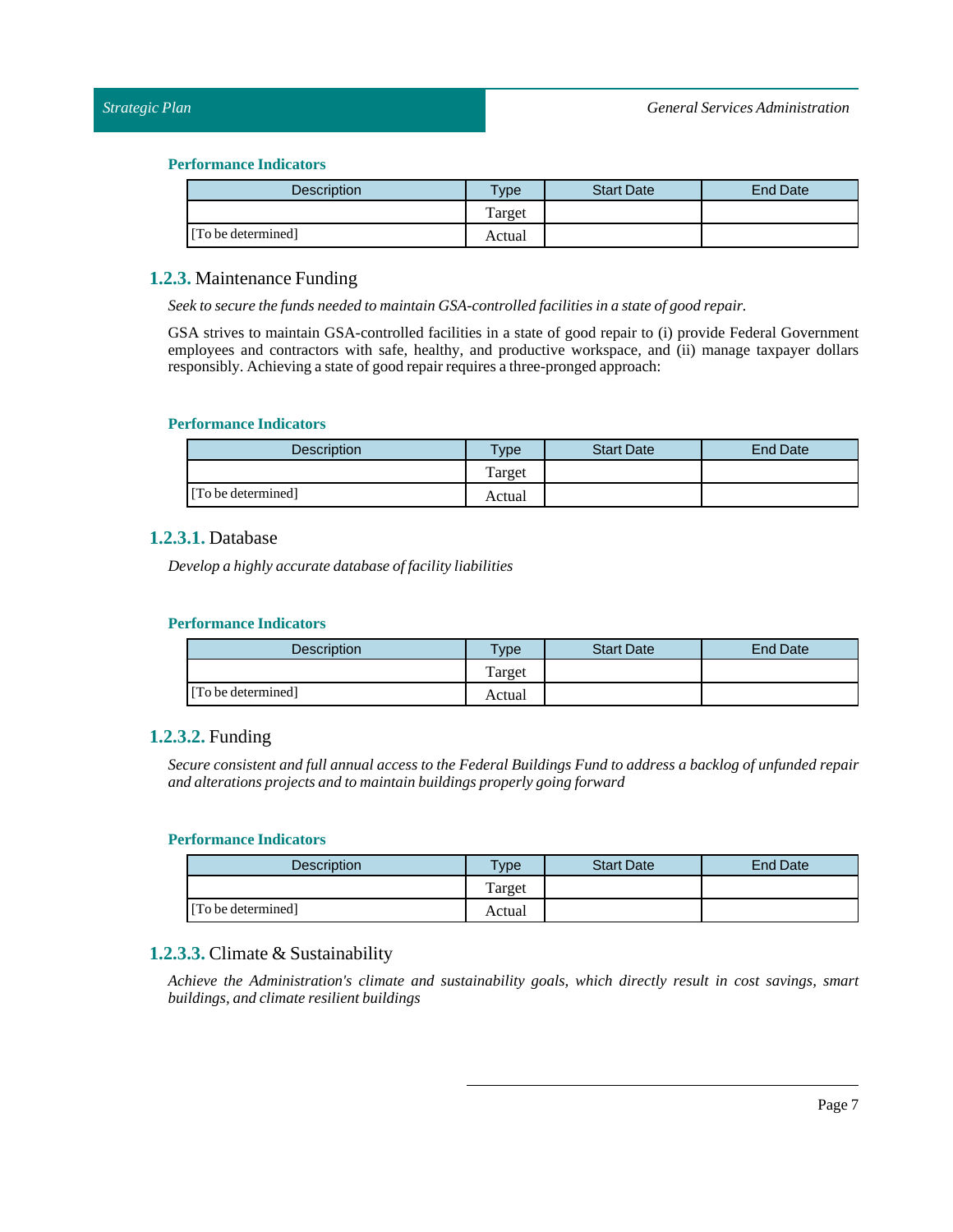#### Performance Indicators

| Description | Type | Start Date | End Date |
|---|---|---|---|
| | Target | | |
| [To be determined] | Actual | | |

### 1.2.3. Maintenance Funding

*Seek to secure the funds needed to maintain GSA-controlled facilities in a state of good repair.*

GSA strives to maintain GSA-controlled facilities in a state of good repair to (i) provide Federal Government employees and contractors with safe, healthy, and productive workspace, and (ii) manage taxpayer dollars responsibly. Achieving a state of good repair requires a three-pronged approach:

#### Performance Indicators

| Description | Type | Start Date | End Date |
|---|---|---|---|
| | Target | | |
| [To be determined] | Actual | | |

#### 1.2.3.1. Database

*Develop a highly accurate database of facility liabilities*

#### Performance Indicators

| Description | Type | Start Date | End Date |
|---|---|---|---|
| | Target | | |
| [To be determined] | Actual | | |

#### 1.2.3.2. Funding

*Secure consistent and full annual access to the Federal Buildings Fund to address a backlog of unfunded repair and alterations projects and to maintain buildings properly going forward*

#### Performance Indicators

| Description | Type | Start Date | End Date |
|---|---|---|---|
| | Target | | |
| [To be determined] | Actual | | |

#### 1.2.3.3. Climate & Sustainability

*Achieve the Administration's climate and sustainability goals, which directly result in cost savings, smart buildings, and climate resilient buildings*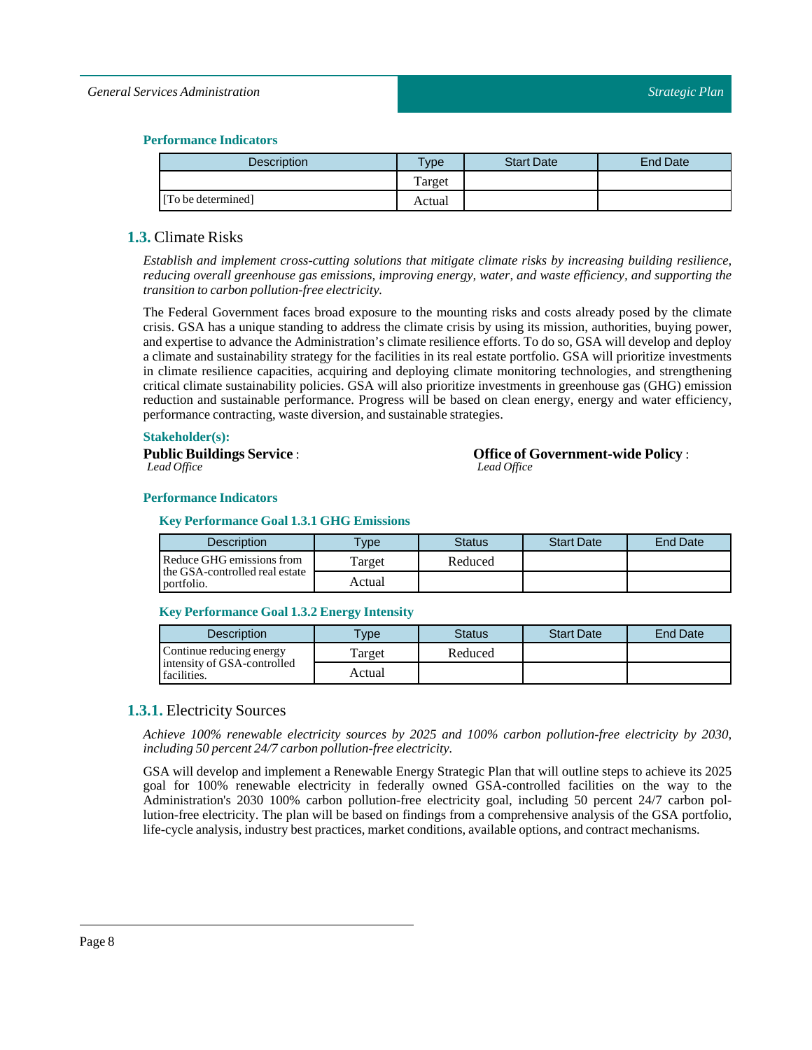#### Performance Indicators

| Description | Type | Start Date | End Date |
|---|---|---|---|
| [To be determined] | Target | | |
| | Actual | | |

### 1.3. Climate Risks

*Establish and implement cross-cutting solutions that mitigate climate risks by increasing building resilience, reducing overall greenhouse gas emissions, improving energy, water, and waste efficiency, and supporting the transition to carbon pollution-free electricity.*

The Federal Government faces broad exposure to the mounting risks and costs already posed by the climate crisis. GSA has a unique standing to address the climate crisis by using its mission, authorities, buying power, and expertise to advance the Administration's climate resilience efforts. To do so, GSA will develop and deploy a climate and sustainability strategy for the facilities in its real estate portfolio. GSA will prioritize investments in climate resilience capacities, acquiring and deploying climate monitoring technologies, and strengthening critical climate sustainability policies. GSA will also prioritize investments in greenhouse gas (GHG) emission reduction and sustainable performance. Progress will be based on clean energy, energy and water efficiency, performance contracting, waste diversion, and sustainable strategies.

#### Stakeholder(s):

**Public Buildings Service** :
*Lead Office*

**Office of Government-wide Policy** :
*Lead Office*

#### Performance Indicators

##### Key Performance Goal 1.3.1 GHG Emissions

| Description | Type | Status | Start Date | End Date |
|---|---|---|---|---|
| Reduce GHG emissions from the GSA-controlled real estate portfolio. | Target | Reduced | | |
| | Actual | | | |

##### Key Performance Goal 1.3.2 Energy Intensity

| Description | Type | Status | Start Date | End Date |
|---|---|---|---|---|
| Continue reducing energy intensity of GSA-controlled facilities. | Target | Reduced | | |
| | Actual | | | |

### 1.3.1. Electricity Sources

*Achieve 100% renewable electricity sources by 2025 and 100% carbon pollution-free electricity by 2030, including 50 percent 24/7 carbon pollution-free electricity.*

GSA will develop and implement a Renewable Energy Strategic Plan that will outline steps to achieve its 2025 goal for 100% renewable electricity in federally owned GSA-controlled facilities on the way to the Administration's 2030 100% carbon pollution-free electricity goal, including 50 percent 24/7 carbon pollution-free electricity. The plan will be based on findings from a comprehensive analysis of the GSA portfolio, life-cycle analysis, industry best practices, market conditions, available options, and contract mechanisms.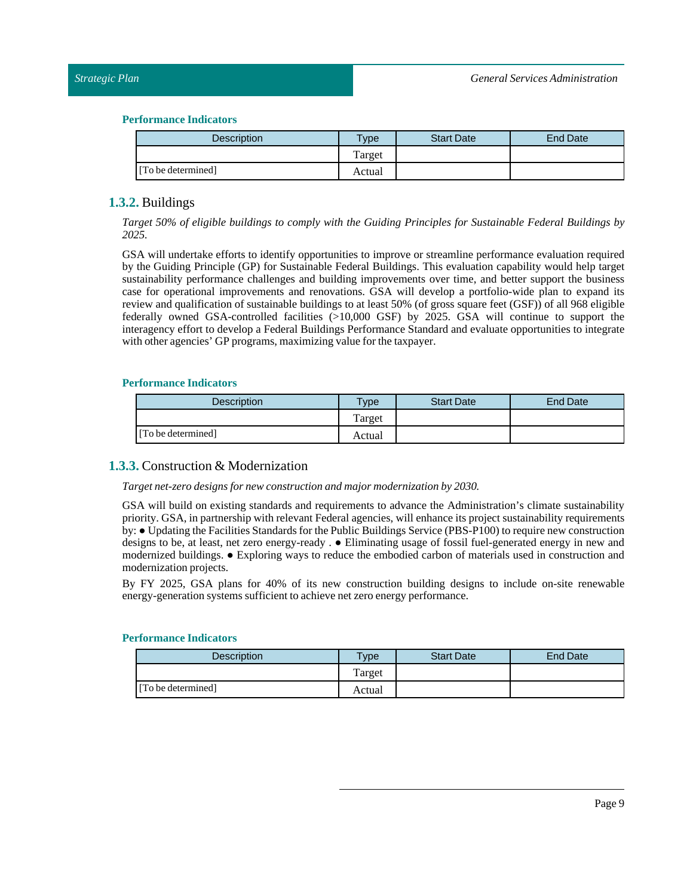#### Performance Indicators

| Description | Type | Start Date | End Date |
|---|---|---|---|
| | Target | | |
| [To be determined] | Actual | | |

### 1.3.2. Buildings

*Target 50% of eligible buildings to comply with the Guiding Principles for Sustainable Federal Buildings by 2025.*

GSA will undertake efforts to identify opportunities to improve or streamline performance evaluation required by the Guiding Principle (GP) for Sustainable Federal Buildings. This evaluation capability would help target sustainability performance challenges and building improvements over time, and better support the business case for operational improvements and renovations. GSA will develop a portfolio-wide plan to expand its review and qualification of sustainable buildings to at least 50% (of gross square feet (GSF)) of all 968 eligible federally owned GSA-controlled facilities (>10,000 GSF) by 2025. GSA will continue to support the interagency effort to develop a Federal Buildings Performance Standard and evaluate opportunities to integrate with other agencies' GP programs, maximizing value for the taxpayer.

#### Performance Indicators

| Description | Type | Start Date | End Date |
|---|---|---|---|
| | Target | | |
| [To be determined] | Actual | | |

### 1.3.3. Construction & Modernization

*Target net-zero designs for new construction and major modernization by 2030.*

GSA will build on existing standards and requirements to advance the Administration's climate sustainability priority. GSA, in partnership with relevant Federal agencies, will enhance its project sustainability requirements by: ● Updating the Facilities Standards for the Public Buildings Service (PBS-P100) to require new construction designs to be, at least, net zero energy-ready . ● Eliminating usage of fossil fuel-generated energy in new and modernized buildings. ● Exploring ways to reduce the embodied carbon of materials used in construction and modernization projects.

By FY 2025, GSA plans for 40% of its new construction building designs to include on-site renewable energy-generation systems sufficient to achieve net zero energy performance.

#### Performance Indicators

| Description | Type | Start Date | End Date |
|---|---|---|---|
| | Target | | |
| [To be determined] | Actual | | |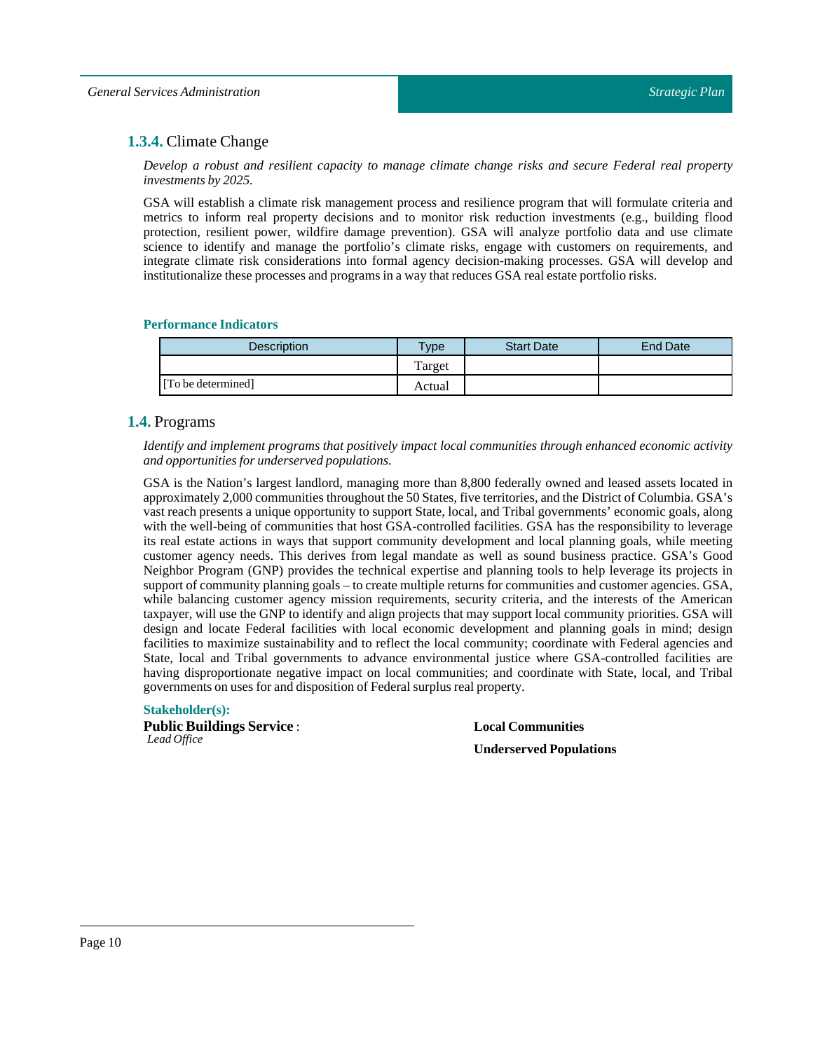### **1.3.4.** Climate Change

*Develop a robust and resilient capacity to manage climate change risks and secure Federal real property investments by 2025.*

GSA will establish a climate risk management process and resilience program that will formulate criteria and metrics to inform real property decisions and to monitor risk reduction investments (e.g., building flood protection, resilient power, wildfire damage prevention). GSA will analyze portfolio data and use climate science to identify and manage the portfolio's climate risks, engage with customers on requirements, and integrate climate risk considerations into formal agency decision-making processes. GSA will develop and institutionalize these processes and programs in a way that reduces GSA real estate portfolio risks.

**Performance Indicators**

| Description | Type | Start Date | End Date |
|---|---|---|---|
| [To be determined] | Target | | |
| | Actual | | |

## **1.4.** Programs

*Identify and implement programs that positively impact local communities through enhanced economic activity and opportunities for underserved populations.*

GSA is the Nation's largest landlord, managing more than 8,800 federally owned and leased assets located in approximately 2,000 communities throughout the 50 States, five territories, and the District of Columbia. GSA's vast reach presents a unique opportunity to support State, local, and Tribal governments' economic goals, along with the well-being of communities that host GSA-controlled facilities. GSA has the responsibility to leverage its real estate actions in ways that support community development and local planning goals, while meeting customer agency needs. This derives from legal mandate as well as sound business practice. GSA's Good Neighbor Program (GNP) provides the technical expertise and planning tools to help leverage its projects in support of community planning goals – to create multiple returns for communities and customer agencies. GSA, while balancing customer agency mission requirements, security criteria, and the interests of the American taxpayer, will use the GNP to identify and align projects that may support local community priorities. GSA will design and locate Federal facilities with local economic development and planning goals in mind; design facilities to maximize sustainability and to reflect the local community; coordinate with Federal agencies and State, local and Tribal governments to advance environmental justice where GSA-controlled facilities are having disproportionate negative impact on local communities; and coordinate with State, local, and Tribal governments on uses for and disposition of Federal surplus real property.

**Stakeholder(s):**

**Public Buildings Service** :
*Lead Office*

**Local Communities**

**Underserved Populations**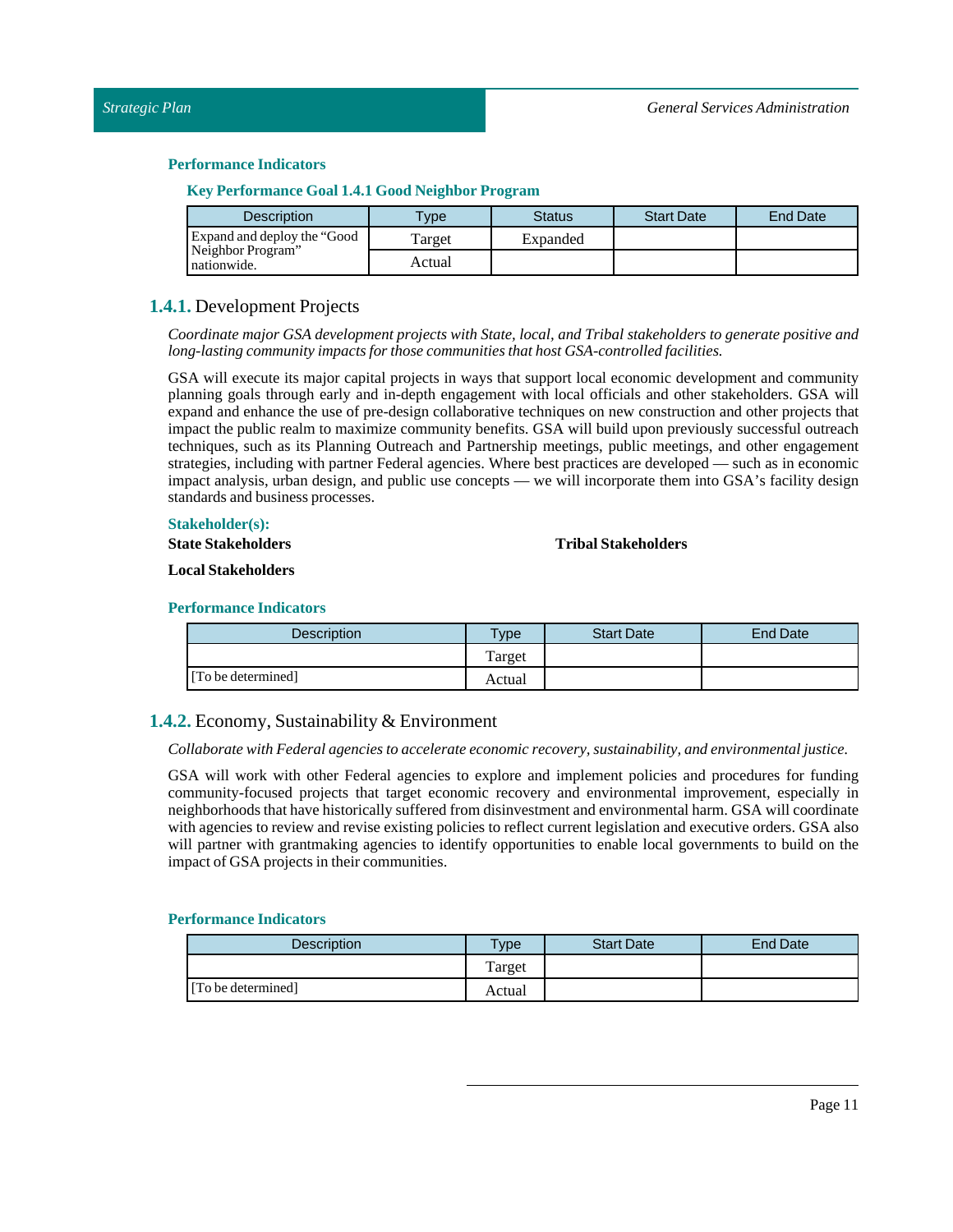#### Performance Indicators

##### Key Performance Goal 1.4.1 Good Neighbor Program

| Description | Type | Status | Start Date | End Date |
| --- | --- | --- | --- | --- |
| Expand and deploy the "Good Neighbor Program" nationwide. | Target | Expanded | | |
| | Actual | | | |

### 1.4.1. Development Projects

*Coordinate major GSA development projects with State, local, and Tribal stakeholders to generate positive and long-lasting community impacts for those communities that host GSA-controlled facilities.*

GSA will execute its major capital projects in ways that support local economic development and community planning goals through early and in-depth engagement with local officials and other stakeholders. GSA will expand and enhance the use of pre-design collaborative techniques on new construction and other projects that impact the public realm to maximize community benefits. GSA will build upon previously successful outreach techniques, such as its Planning Outreach and Partnership meetings, public meetings, and other engagement strategies, including with partner Federal agencies. Where best practices are developed — such as in economic impact analysis, urban design, and public use concepts — we will incorporate them into GSA's facility design standards and business processes.

#### Stakeholder(s):

**State Stakeholders**

**Tribal Stakeholders**

**Local Stakeholders**

#### Performance Indicators

| Description | Type | Start Date | End Date |
| --- | --- | --- | --- |
| [To be determined] | Target | | |
| | Actual | | |

### 1.4.2. Economy, Sustainability & Environment

*Collaborate with Federal agencies to accelerate economic recovery, sustainability, and environmental justice.*

GSA will work with other Federal agencies to explore and implement policies and procedures for funding community-focused projects that target economic recovery and environmental improvement, especially in neighborhoods that have historically suffered from disinvestment and environmental harm. GSA will coordinate with agencies to review and revise existing policies to reflect current legislation and executive orders. GSA also will partner with grantmaking agencies to identify opportunities to enable local governments to build on the impact of GSA projects in their communities.

#### Performance Indicators

| Description | Type | Start Date | End Date |
| --- | --- | --- | --- |
| [To be determined] | Target | | |
| | Actual | | |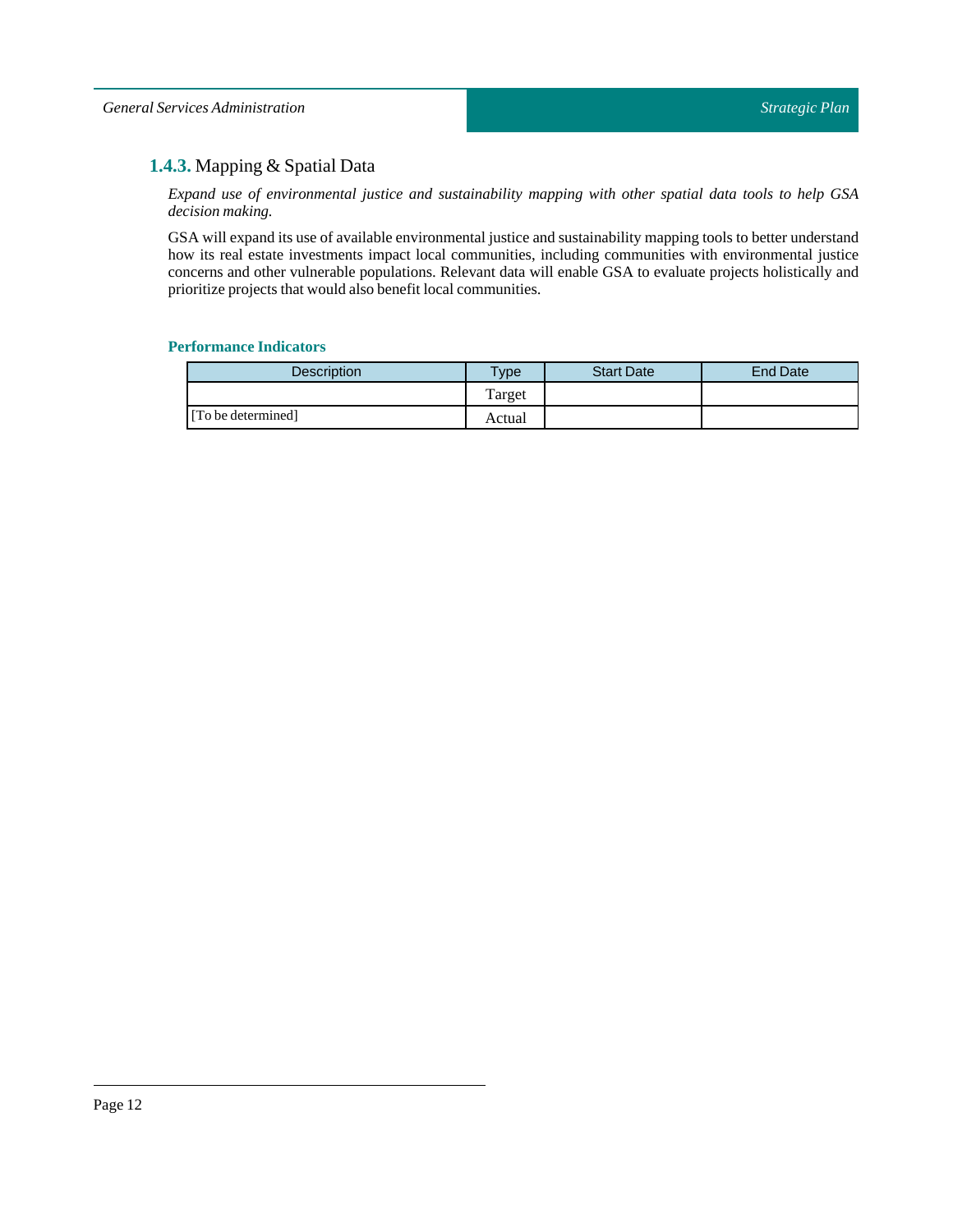### 1.4.3. Mapping & Spatial Data

*Expand use of environmental justice and sustainability mapping with other spatial data tools to help GSA decision making.*

GSA will expand its use of available environmental justice and sustainability mapping tools to better understand how its real estate investments impact local communities, including communities with environmental justice concerns and other vulnerable populations. Relevant data will enable GSA to evaluate projects holistically and prioritize projects that would also benefit local communities.

#### Performance Indicators

| Description | Type | Start Date | End Date |
|---|---|---|---|
| [To be determined] | Target | | |
| | Actual | | |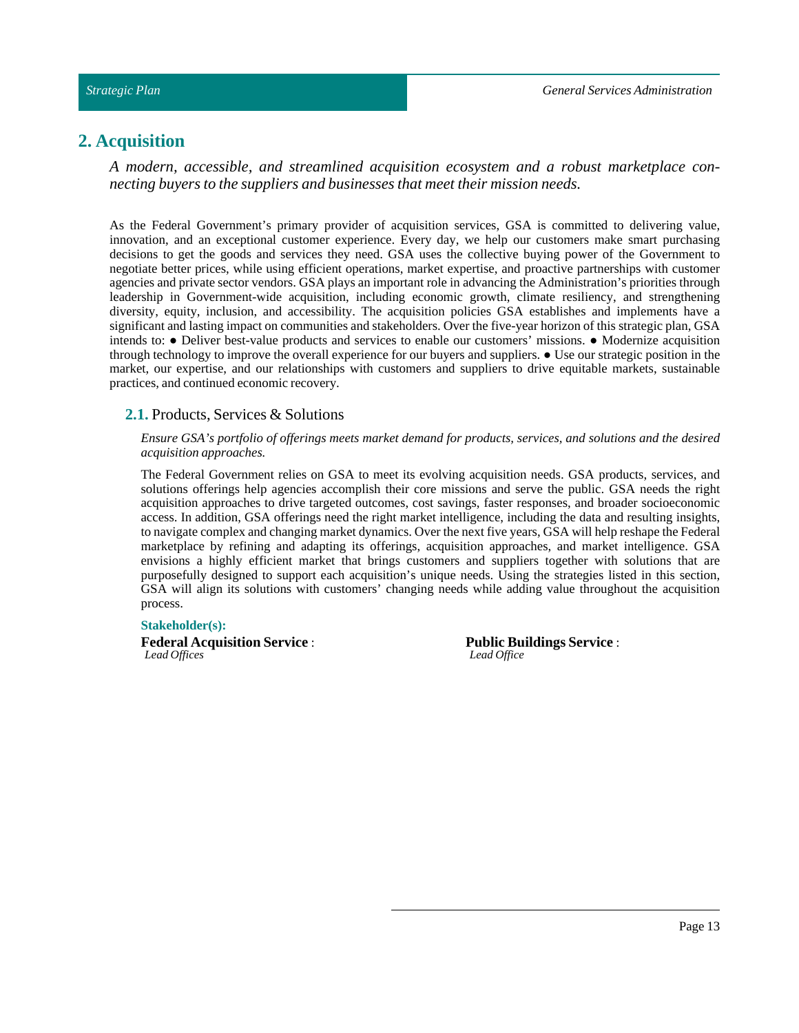## 2. Acquisition

*A modern, accessible, and streamlined acquisition ecosystem and a robust marketplace connecting buyers to the suppliers and businesses that meet their mission needs.*

As the Federal Government's primary provider of acquisition services, GSA is committed to delivering value, innovation, and an exceptional customer experience. Every day, we help our customers make smart purchasing decisions to get the goods and services they need. GSA uses the collective buying power of the Government to negotiate better prices, while using efficient operations, market expertise, and proactive partnerships with customer agencies and private sector vendors. GSA plays an important role in advancing the Administration's priorities through leadership in Government-wide acquisition, including economic growth, climate resiliency, and strengthening diversity, equity, inclusion, and accessibility. The acquisition policies GSA establishes and implements have a significant and lasting impact on communities and stakeholders. Over the five-year horizon of this strategic plan, GSA intends to: ● Deliver best-value products and services to enable our customers' missions. ● Modernize acquisition through technology to improve the overall experience for our buyers and suppliers. ● Use our strategic position in the market, our expertise, and our relationships with customers and suppliers to drive equitable markets, sustainable practices, and continued economic recovery.

### 2.1. Products, Services & Solutions

*Ensure GSA's portfolio of offerings meets market demand for products, services, and solutions and the desired acquisition approaches.*

The Federal Government relies on GSA to meet its evolving acquisition needs. GSA products, services, and solutions offerings help agencies accomplish their core missions and serve the public. GSA needs the right acquisition approaches to drive targeted outcomes, cost savings, faster responses, and broader socioeconomic access. In addition, GSA offerings need the right market intelligence, including the data and resulting insights, to navigate complex and changing market dynamics. Over the next five years, GSA will help reshape the Federal marketplace by refining and adapting its offerings, acquisition approaches, and market intelligence. GSA envisions a highly efficient market that brings customers and suppliers together with solutions that are purposefully designed to support each acquisition's unique needs. Using the strategies listed in this section, GSA will align its solutions with customers' changing needs while adding value throughout the acquisition process.

**Stakeholder(s):**

**Federal Acquisition Service** :
*Lead Offices*

**Public Buildings Service** :
*Lead Office*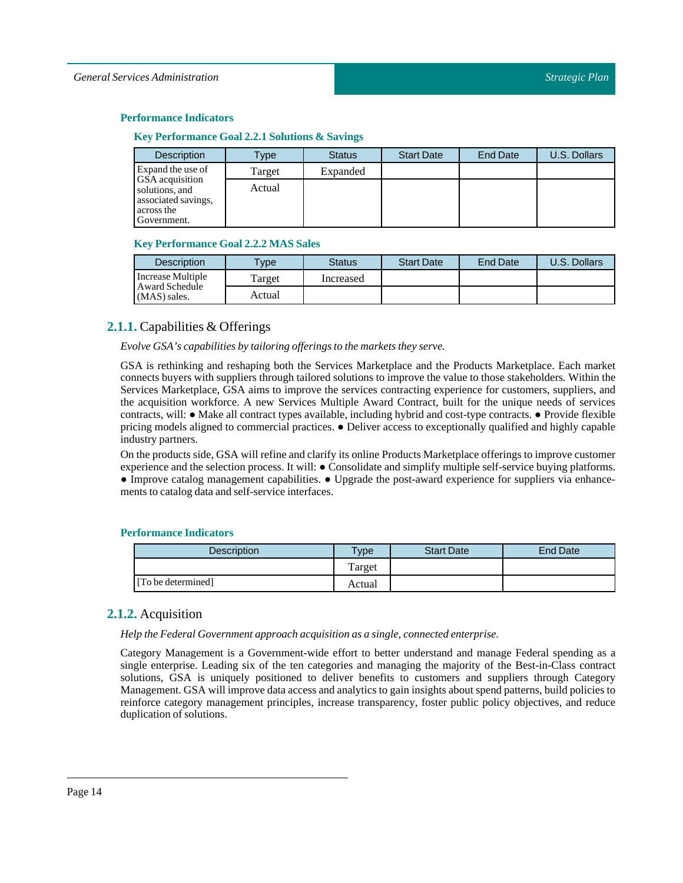### Performance Indicators

#### Key Performance Goal 2.2.1 Solutions & Savings

| Description | Type | Status | Start Date | End Date | U.S. Dollars |
|---|---|---|---|---|---|
| Expand the use of GSA acquisition solutions, and associated savings, across the Government. | Target | Expanded | | | |
| | Actual | | | | |

#### Key Performance Goal 2.2.2 MAS Sales

| Description | Type | Status | Start Date | End Date | U.S. Dollars |
|---|---|---|---|---|---|
| Increase Multiple Award Schedule (MAS) sales. | Target | Increased | | | |
| | Actual | | | | |

## 2.1.1. Capabilities & Offerings

*Evolve GSA's capabilities by tailoring offerings to the markets they serve.*

GSA is rethinking and reshaping both the Services Marketplace and the Products Marketplace. Each market connects buyers with suppliers through tailored solutions to improve the value to those stakeholders. Within the Services Marketplace, GSA aims to improve the services contracting experience for customers, suppliers, and the acquisition workforce. A new Services Multiple Award Contract, built for the unique needs of services contracts, will: ● Make all contract types available, including hybrid and cost-type contracts. ● Provide flexible pricing models aligned to commercial practices. ● Deliver access to exceptionally qualified and highly capable industry partners.

On the products side, GSA will refine and clarify its online Products Marketplace offerings to improve customer experience and the selection process. It will: ● Consolidate and simplify multiple self-service buying platforms. ● Improve catalog management capabilities. ● Upgrade the post-award experience for suppliers via enhancements to catalog data and self-service interfaces.

### Performance Indicators

| Description | Type | Start Date | End Date |
|---|---|---|---|
| | Target | | |
| [To be determined] | Actual | | |

## 2.1.2. Acquisition

*Help the Federal Government approach acquisition as a single, connected enterprise.*

Category Management is a Government-wide effort to better understand and manage Federal spending as a single enterprise. Leading six of the ten categories and managing the majority of the Best-in-Class contract solutions, GSA is uniquely positioned to deliver benefits to customers and suppliers through Category Management. GSA will improve data access and analytics to gain insights about spend patterns, build policies to reinforce category management principles, increase transparency, foster public policy objectives, and reduce duplication of solutions.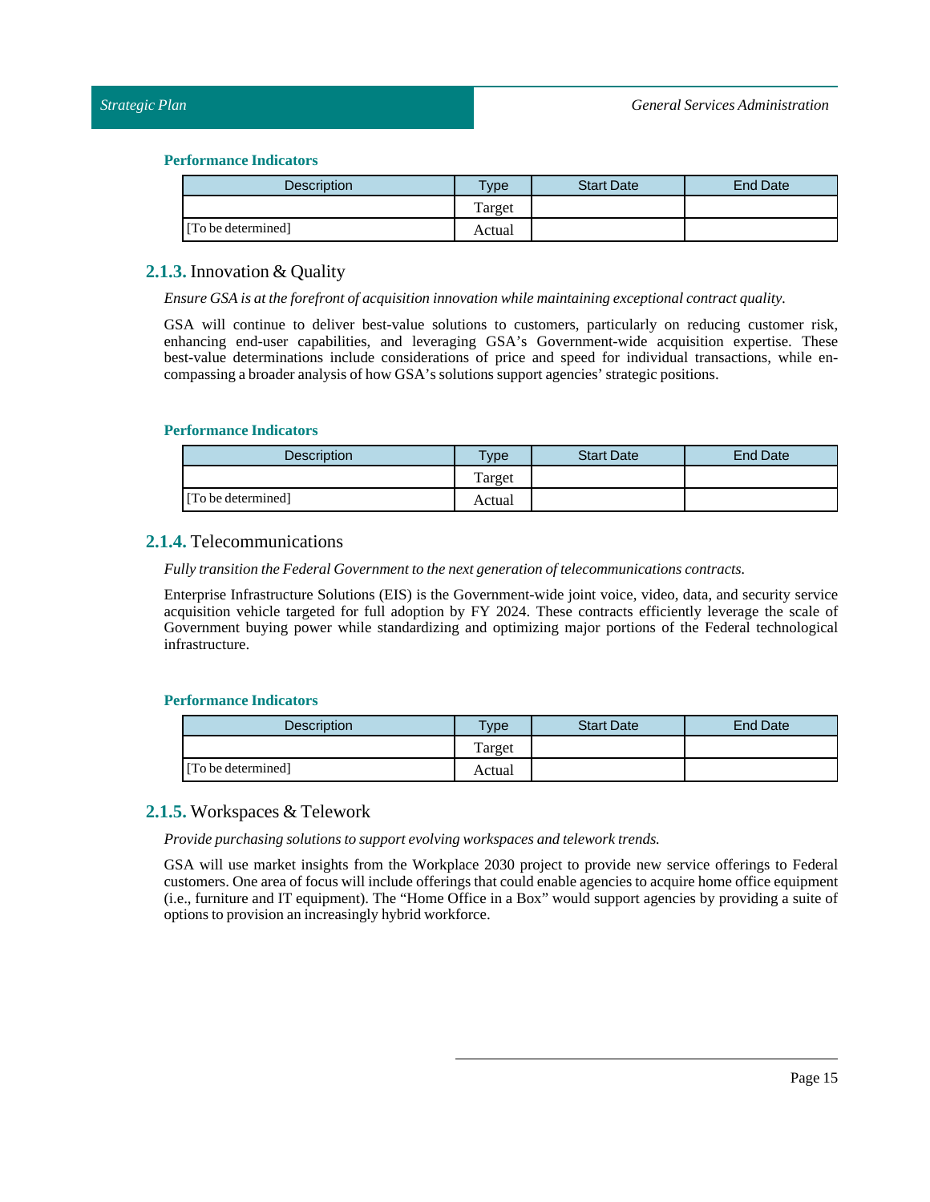#### Performance Indicators

| Description | Type | Start Date | End Date |
|---|---|---|---|
| | Target | | |
| [To be determined] | Actual | | |

### 2.1.3. Innovation & Quality

*Ensure GSA is at the forefront of acquisition innovation while maintaining exceptional contract quality.*

GSA will continue to deliver best-value solutions to customers, particularly on reducing customer risk, enhancing end-user capabilities, and leveraging GSA's Government-wide acquisition expertise. These best-value determinations include considerations of price and speed for individual transactions, while encompassing a broader analysis of how GSA's solutions support agencies' strategic positions.

#### Performance Indicators

| Description | Type | Start Date | End Date |
|---|---|---|---|
| | Target | | |
| [To be determined] | Actual | | |

### 2.1.4. Telecommunications

*Fully transition the Federal Government to the next generation of telecommunications contracts.*

Enterprise Infrastructure Solutions (EIS) is the Government-wide joint voice, video, data, and security service acquisition vehicle targeted for full adoption by FY 2024. These contracts efficiently leverage the scale of Government buying power while standardizing and optimizing major portions of the Federal technological infrastructure.

#### Performance Indicators

| Description | Type | Start Date | End Date |
|---|---|---|---|
| | Target | | |
| [To be determined] | Actual | | |

### 2.1.5. Workspaces & Telework

*Provide purchasing solutions to support evolving workspaces and telework trends.*

GSA will use market insights from the Workplace 2030 project to provide new service offerings to Federal customers. One area of focus will include offerings that could enable agencies to acquire home office equipment (i.e., furniture and IT equipment). The "Home Office in a Box" would support agencies by providing a suite of options to provision an increasingly hybrid workforce.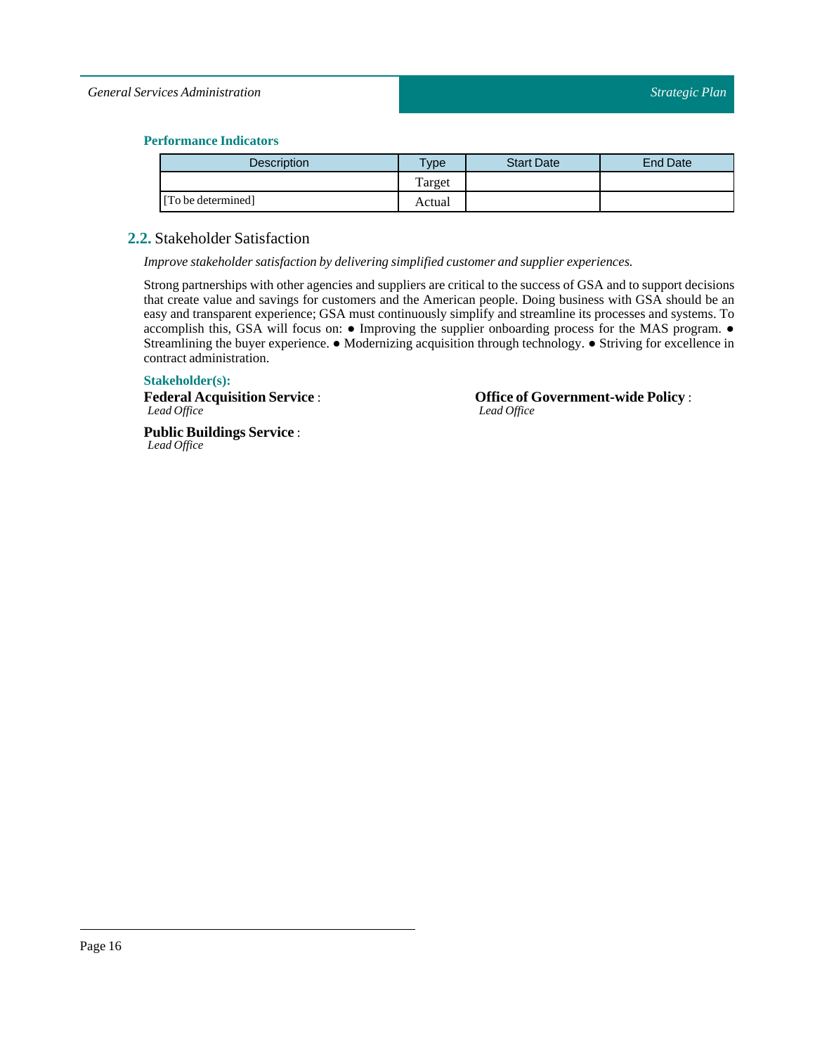#### Performance Indicators

| Description | Type | Start Date | End Date |
|---|---|---|---|
| | Target | | |
| [To be determined] | Actual | | |

## 2.2. Stakeholder Satisfaction

*Improve stakeholder satisfaction by delivering simplified customer and supplier experiences.*

Strong partnerships with other agencies and suppliers are critical to the success of GSA and to support decisions that create value and savings for customers and the American people. Doing business with GSA should be an easy and transparent experience; GSA must continuously simplify and streamline its processes and systems. To accomplish this, GSA will focus on: ● Improving the supplier onboarding process for the MAS program. ● Streamlining the buyer experience. ● Modernizing acquisition through technology. ● Striving for excellence in contract administration.

#### Stakeholder(s):

**Federal Acquisition Service** :
*Lead Office*

**Office of Government-wide Policy** :
*Lead Office*

**Public Buildings Service** :
*Lead Office*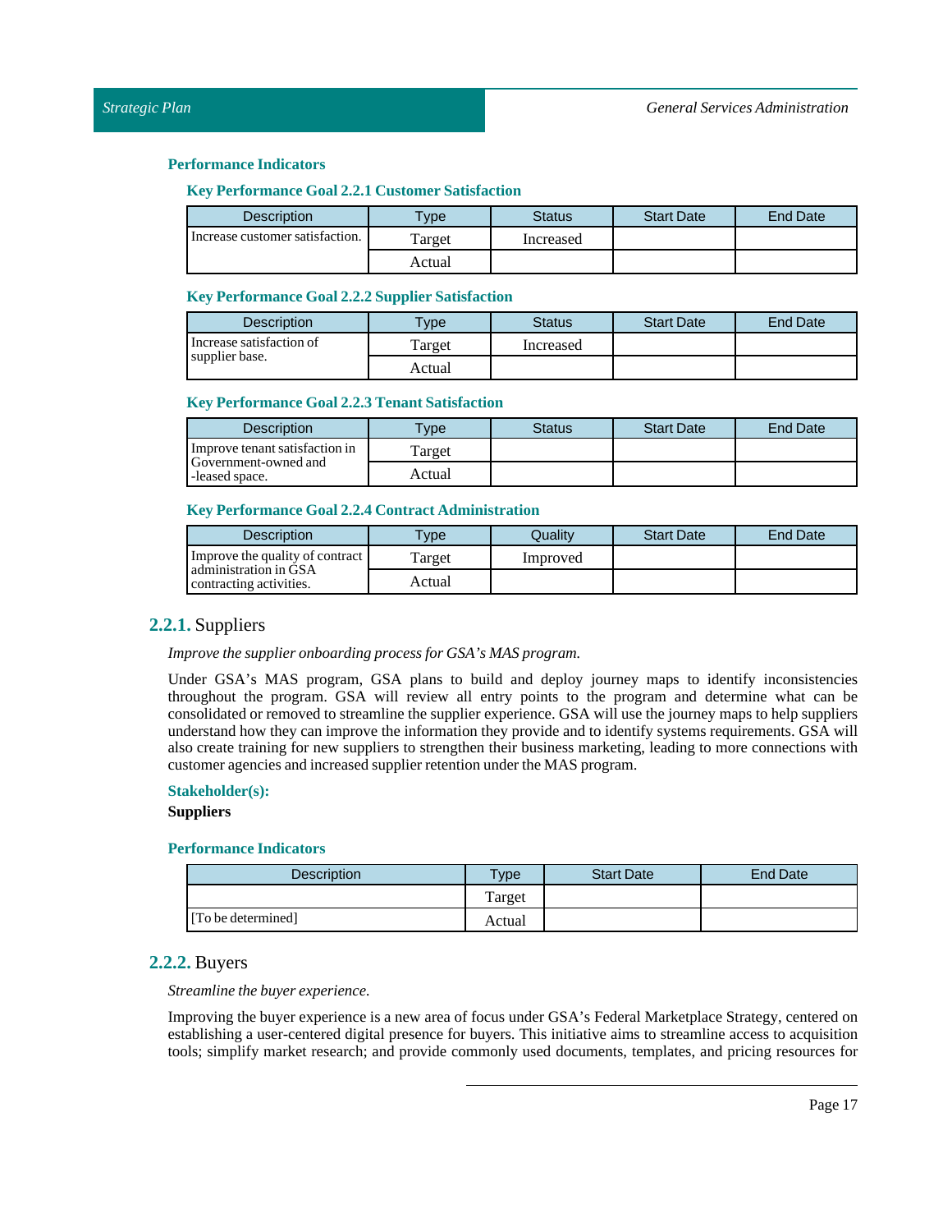### Performance Indicators

#### Key Performance Goal 2.2.1 Customer Satisfaction

| Description | Type | Status | Start Date | End Date |
|---|---|---|---|---|
| Increase customer satisfaction. | Target | Increased | | |
| | Actual | | | |

#### Key Performance Goal 2.2.2 Supplier Satisfaction

| Description | Type | Status | Start Date | End Date |
|---|---|---|---|---|
| Increase satisfaction of supplier base. | Target | Increased | | |
| | Actual | | | |

#### Key Performance Goal 2.2.3 Tenant Satisfaction

| Description | Type | Status | Start Date | End Date |
|---|---|---|---|---|
| Improve tenant satisfaction in Government-owned and -leased space. | Target | | | |
| | Actual | | | |

#### Key Performance Goal 2.2.4 Contract Administration

| Description | Type | Quality | Start Date | End Date |
|---|---|---|---|---|
| Improve the quality of contract administration in GSA contracting activities. | Target | Improved | | |
| | Actual | | | |

## 2.2.1. Suppliers

*Improve the supplier onboarding process for GSA's MAS program.*

Under GSA's MAS program, GSA plans to build and deploy journey maps to identify inconsistencies throughout the program. GSA will review all entry points to the program and determine what can be consolidated or removed to streamline the supplier experience. GSA will use the journey maps to help suppliers understand how they can improve the information they provide and to identify systems requirements. GSA will also create training for new suppliers to strengthen their business marketing, leading to more connections with customer agencies and increased supplier retention under the MAS program.

**Stakeholder(s):**

**Suppliers**

### Performance Indicators

| Description | Type | Start Date | End Date |
|---|---|---|---|
| | Target | | |
| [To be determined] | Actual | | |

## 2.2.2. Buyers

*Streamline the buyer experience.*

Improving the buyer experience is a new area of focus under GSA's Federal Marketplace Strategy, centered on establishing a user-centered digital presence for buyers. This initiative aims to streamline access to acquisition tools; simplify market research; and provide commonly used documents, templates, and pricing resources for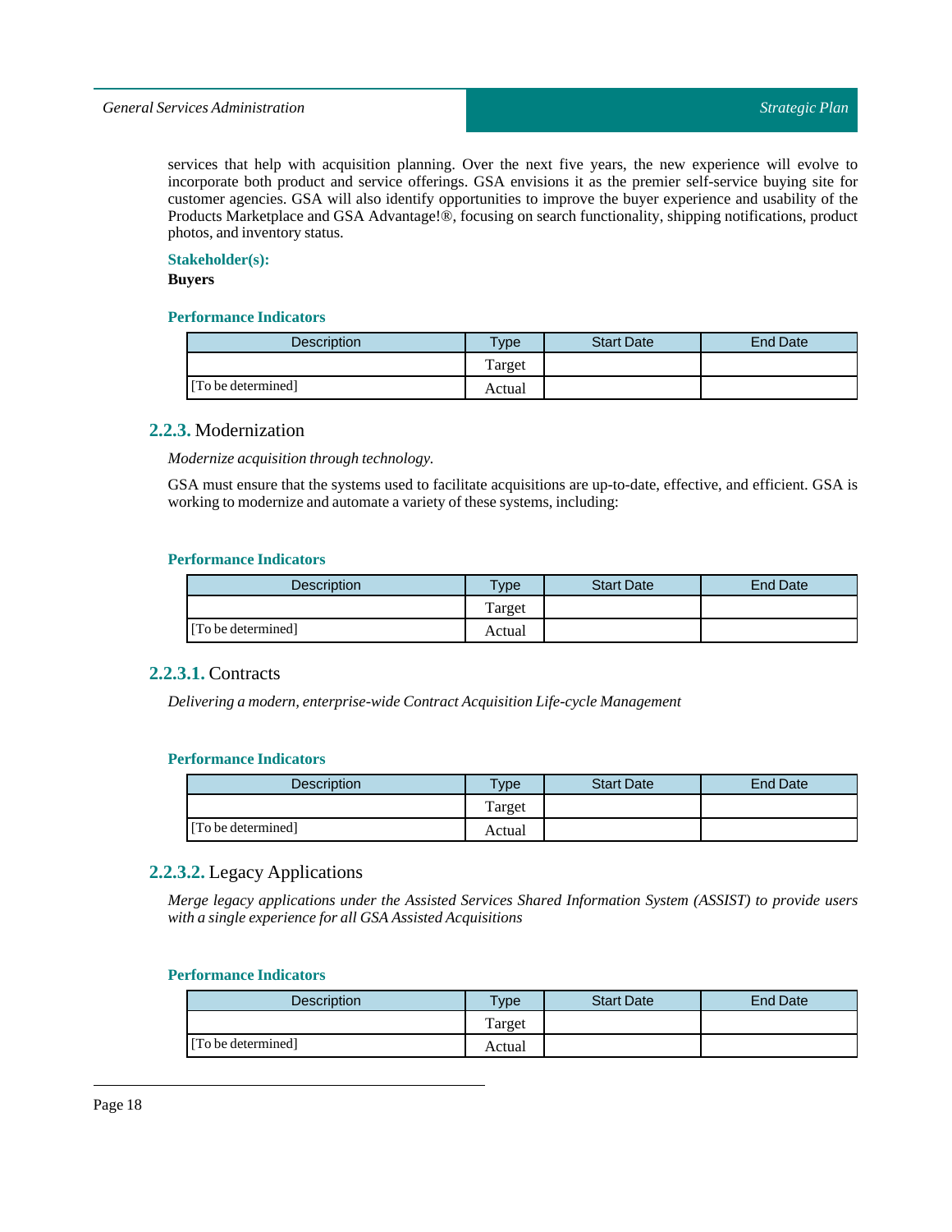services that help with acquisition planning. Over the next five years, the new experience will evolve to incorporate both product and service offerings. GSA envisions it as the premier self-service buying site for customer agencies. GSA will also identify opportunities to improve the buyer experience and usability of the Products Marketplace and GSA Advantage!®, focusing on search functionality, shipping notifications, product photos, and inventory status.

**Stakeholder(s):**

**Buyers**

**Performance Indicators**

| Description | Type | Start Date | End Date |
|---|---|---|---|
| | Target | | |
| [To be determined] | Actual | | |

### 2.2.3. Modernization

*Modernize acquisition through technology.*

GSA must ensure that the systems used to facilitate acquisitions are up-to-date, effective, and efficient. GSA is working to modernize and automate a variety of these systems, including:

**Performance Indicators**

| Description | Type | Start Date | End Date |
|---|---|---|---|
| | Target | | |
| [To be determined] | Actual | | |

#### 2.2.3.1. Contracts

*Delivering a modern, enterprise-wide Contract Acquisition Life-cycle Management*

**Performance Indicators**

| Description | Type | Start Date | End Date |
|---|---|---|---|
| | Target | | |
| [To be determined] | Actual | | |

#### 2.2.3.2. Legacy Applications

*Merge legacy applications under the Assisted Services Shared Information System (ASSIST) to provide users with a single experience for all GSA Assisted Acquisitions*

**Performance Indicators**

| Description | Type | Start Date | End Date |
|---|---|---|---|
| | Target | | |
| [To be determined] | Actual | | |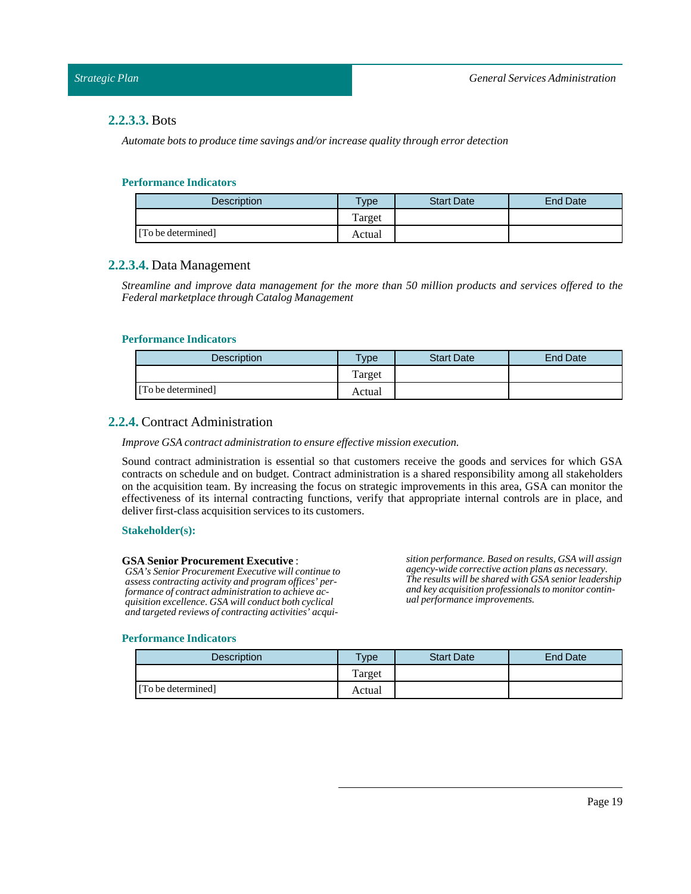### 2.2.3.3. Bots

*Automate bots to produce time savings and/or increase quality through error detection*

#### Performance Indicators

| Description | Type | Start Date | End Date |
|---|---|---|---|
| | Target | | |
| [To be determined] | Actual | | |

### 2.2.3.4. Data Management

*Streamline and improve data management for the more than 50 million products and services offered to the Federal marketplace through Catalog Management*

#### Performance Indicators

| Description | Type | Start Date | End Date |
|---|---|---|---|
| | Target | | |
| [To be determined] | Actual | | |

## 2.2.4. Contract Administration

*Improve GSA contract administration to ensure effective mission execution.*

Sound contract administration is essential so that customers receive the goods and services for which GSA contracts on schedule and on budget. Contract administration is a shared responsibility among all stakeholders on the acquisition team. By increasing the focus on strategic improvements in this area, GSA can monitor the effectiveness of its internal contracting functions, verify that appropriate internal controls are in place, and deliver first-class acquisition services to its customers.

#### Stakeholder(s):

**GSA Senior Procurement Executive** :
*GSA's Senior Procurement Executive will continue to assess contracting activity and program offices' performance of contract administration to achieve acquisition excellence. GSA will conduct both cyclical and targeted reviews of contracting activities' acquisition performance. Based on results, GSA will assign agency-wide corrective action plans as necessary. The results will be shared with GSA senior leadership and key acquisition professionals to monitor continual performance improvements.*

#### Performance Indicators

| Description | Type | Start Date | End Date |
|---|---|---|---|
| | Target | | |
| [To be determined] | Actual | | |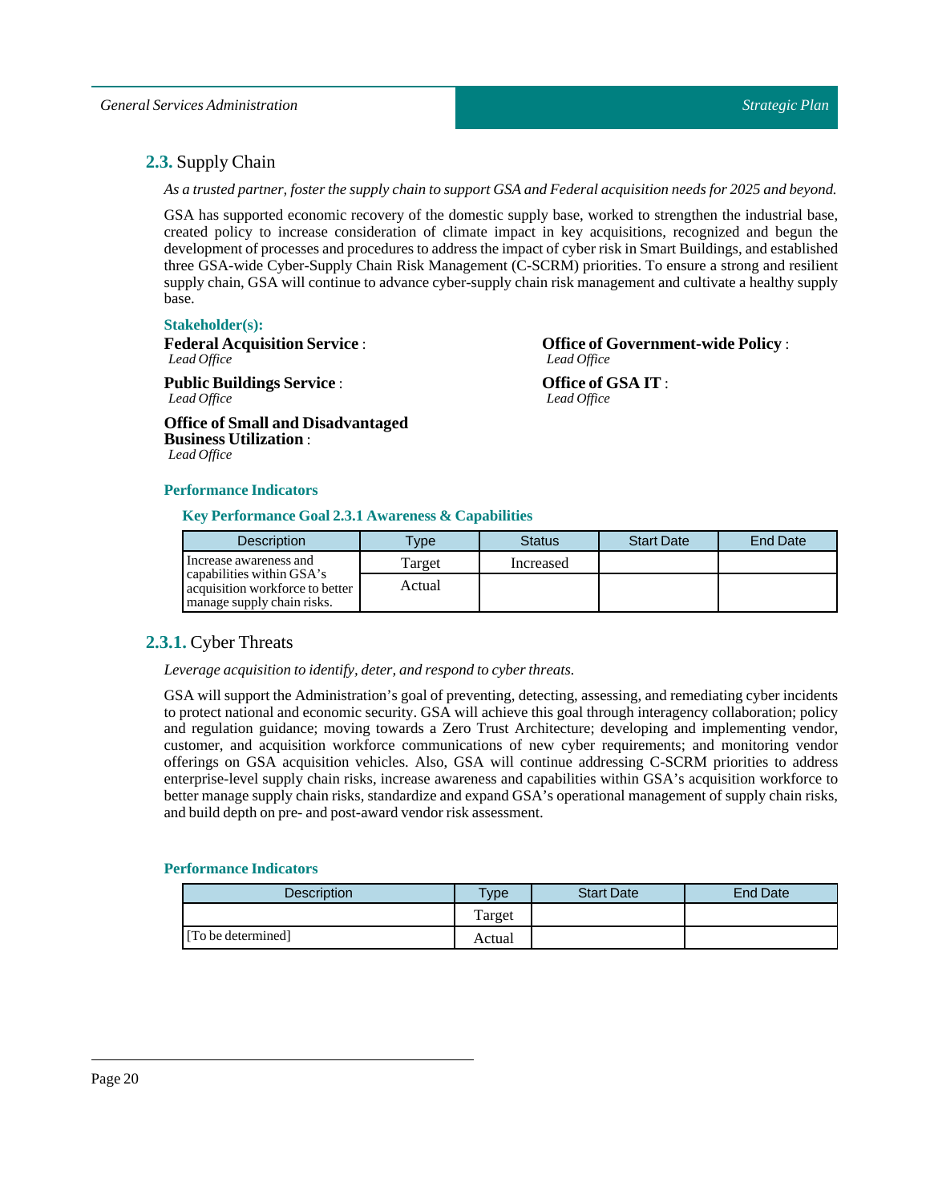## 2.3. Supply Chain

*As a trusted partner, foster the supply chain to support GSA and Federal acquisition needs for 2025 and beyond.*

GSA has supported economic recovery of the domestic supply base, worked to strengthen the industrial base, created policy to increase consideration of climate impact in key acquisitions, recognized and begun the development of processes and procedures to address the impact of cyber risk in Smart Buildings, and established three GSA-wide Cyber-Supply Chain Risk Management (C-SCRM) priorities. To ensure a strong and resilient supply chain, GSA will continue to advance cyber-supply chain risk management and cultivate a healthy supply base.

**Stakeholder(s):**

**Federal Acquisition Service** :
*Lead Office*

**Public Buildings Service** :
*Lead Office*

**Office of Small and Disadvantaged Business Utilization** :
*Lead Office*

**Office of Government-wide Policy** :
*Lead Office*

**Office of GSA IT** :
*Lead Office*

**Performance Indicators**

**Key Performance Goal 2.3.1 Awareness & Capabilities**

| Description | Type | Status | Start Date | End Date |
|---|---|---|---|---|
| Increase awareness and capabilities within GSA's acquisition workforce to better manage supply chain risks. | Target | Increased | | |
| | Actual | | | |

### 2.3.1. Cyber Threats

*Leverage acquisition to identify, deter, and respond to cyber threats.*

GSA will support the Administration's goal of preventing, detecting, assessing, and remediating cyber incidents to protect national and economic security. GSA will achieve this goal through interagency collaboration; policy and regulation guidance; moving towards a Zero Trust Architecture; developing and implementing vendor, customer, and acquisition workforce communications of new cyber requirements; and monitoring vendor offerings on GSA acquisition vehicles. Also, GSA will continue addressing C-SCRM priorities to address enterprise-level supply chain risks, increase awareness and capabilities within GSA's acquisition workforce to better manage supply chain risks, standardize and expand GSA's operational management of supply chain risks, and build depth on pre- and post-award vendor risk assessment.

**Performance Indicators**

| Description | Type | Start Date | End Date |
|---|---|---|---|
| | Target | | |
| [To be determined] | Actual | | |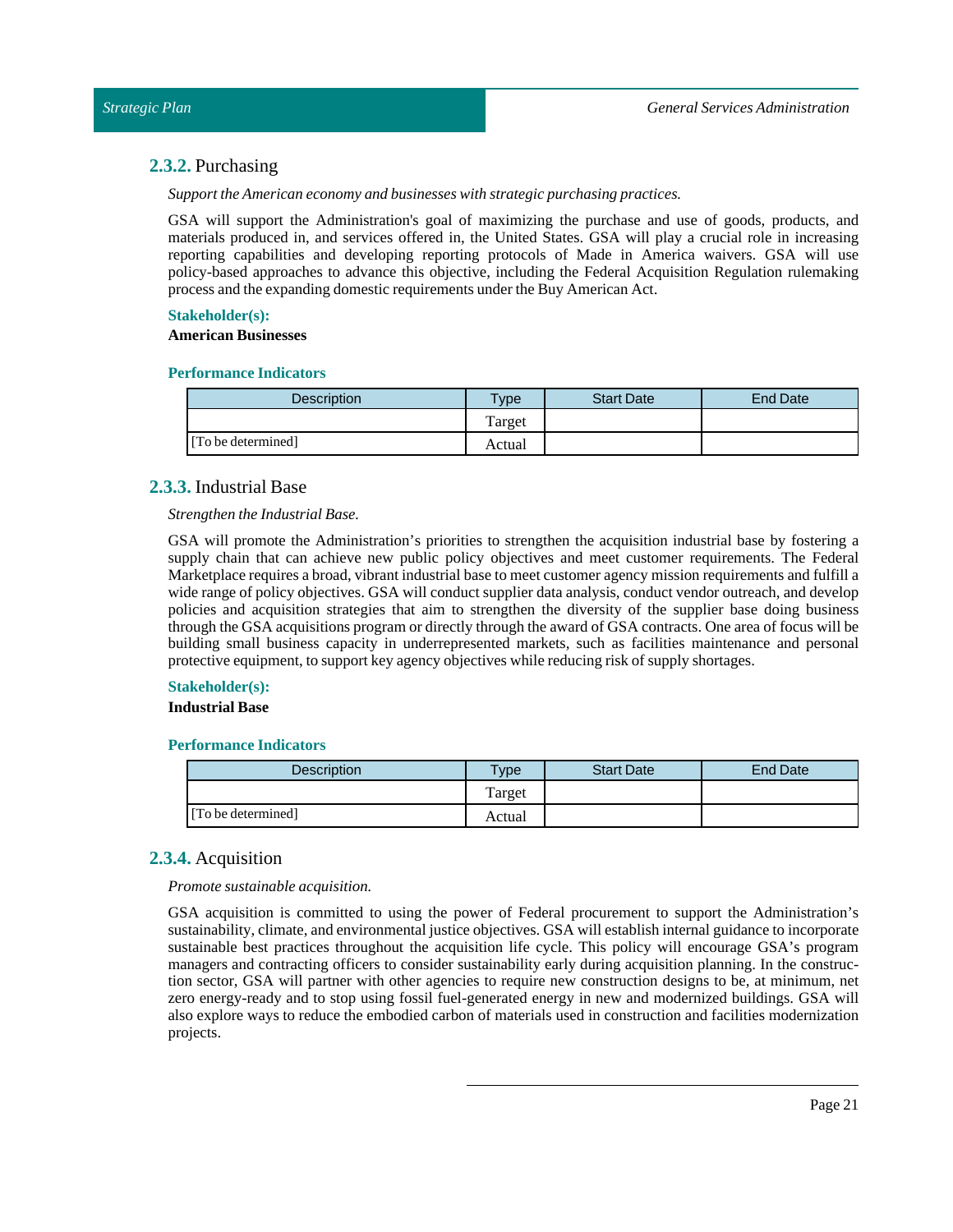### 2.3.2. Purchasing

*Support the American economy and businesses with strategic purchasing practices.*

GSA will support the Administration's goal of maximizing the purchase and use of goods, products, and materials produced in, and services offered in, the United States. GSA will play a crucial role in increasing reporting capabilities and developing reporting protocols of Made in America waivers. GSA will use policy-based approaches to advance this objective, including the Federal Acquisition Regulation rulemaking process and the expanding domestic requirements under the Buy American Act.

**Stakeholder(s):**

**American Businesses**

**Performance Indicators**

| Description | Type | Start Date | End Date |
|---|---|---|---|
| | Target | | |
| [To be determined] | Actual | | |

### 2.3.3. Industrial Base

*Strengthen the Industrial Base.*

GSA will promote the Administration's priorities to strengthen the acquisition industrial base by fostering a supply chain that can achieve new public policy objectives and meet customer requirements. The Federal Marketplace requires a broad, vibrant industrial base to meet customer agency mission requirements and fulfill a wide range of policy objectives. GSA will conduct supplier data analysis, conduct vendor outreach, and develop policies and acquisition strategies that aim to strengthen the diversity of the supplier base doing business through the GSA acquisitions program or directly through the award of GSA contracts. One area of focus will be building small business capacity in underrepresented markets, such as facilities maintenance and personal protective equipment, to support key agency objectives while reducing risk of supply shortages.

**Stakeholder(s):**

**Industrial Base**

**Performance Indicators**

| Description | Type | Start Date | End Date |
|---|---|---|---|
| | Target | | |
| [To be determined] | Actual | | |

### 2.3.4. Acquisition

*Promote sustainable acquisition.*

GSA acquisition is committed to using the power of Federal procurement to support the Administration's sustainability, climate, and environmental justice objectives. GSA will establish internal guidance to incorporate sustainable best practices throughout the acquisition life cycle. This policy will encourage GSA's program managers and contracting officers to consider sustainability early during acquisition planning. In the construction sector, GSA will partner with other agencies to require new construction designs to be, at minimum, net zero energy-ready and to stop using fossil fuel-generated energy in new and modernized buildings. GSA will also explore ways to reduce the embodied carbon of materials used in construction and facilities modernization projects.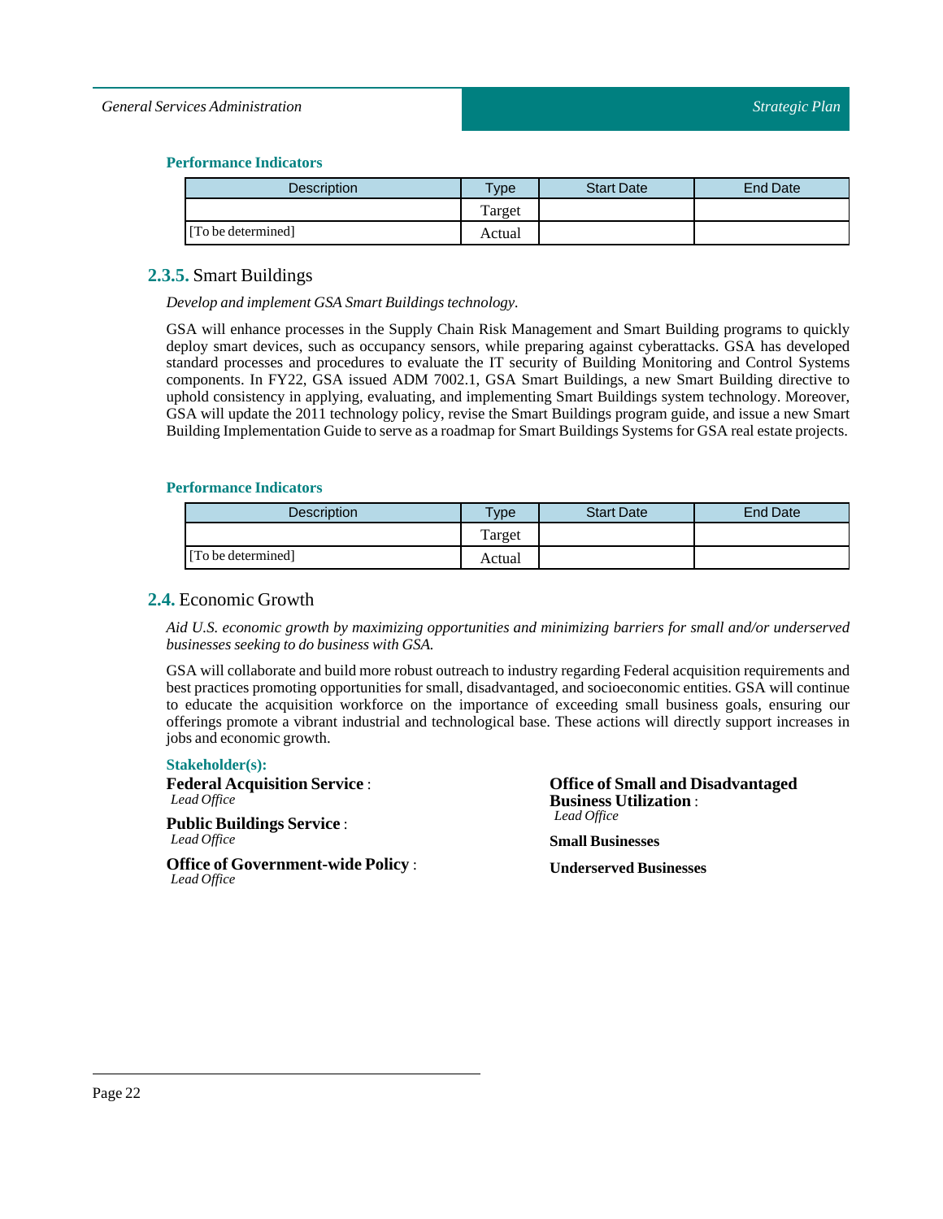#### Performance Indicators

| Description | Type | Start Date | End Date |
| --- | --- | --- | --- |
| [To be determined] | Target | | |
| | Actual | | |

### 2.3.5. Smart Buildings

*Develop and implement GSA Smart Buildings technology.*

GSA will enhance processes in the Supply Chain Risk Management and Smart Building programs to quickly deploy smart devices, such as occupancy sensors, while preparing against cyberattacks. GSA has developed standard processes and procedures to evaluate the IT security of Building Monitoring and Control Systems components. In FY22, GSA issued ADM 7002.1, GSA Smart Buildings, a new Smart Building directive to uphold consistency in applying, evaluating, and implementing Smart Buildings system technology. Moreover, GSA will update the 2011 technology policy, revise the Smart Buildings program guide, and issue a new Smart Building Implementation Guide to serve as a roadmap for Smart Buildings Systems for GSA real estate projects.

#### Performance Indicators

| Description | Type | Start Date | End Date |
| --- | --- | --- | --- |
| [To be determined] | Target | | |
| | Actual | | |

## 2.4. Economic Growth

*Aid U.S. economic growth by maximizing opportunities and minimizing barriers for small and/or underserved businesses seeking to do business with GSA.*

GSA will collaborate and build more robust outreach to industry regarding Federal acquisition requirements and best practices promoting opportunities for small, disadvantaged, and socioeconomic entities. GSA will continue to educate the acquisition workforce on the importance of exceeding small business goals, ensuring our offerings promote a vibrant industrial and technological base. These actions will directly support increases in jobs and economic growth.

#### Stakeholder(s):

**Federal Acquisition Service** :
*Lead Office*

**Public Buildings Service** :
*Lead Office*

**Office of Government-wide Policy** :
*Lead Office*

**Office of Small and Disadvantaged Business Utilization** :
*Lead Office*

**Small Businesses**

**Underserved Businesses**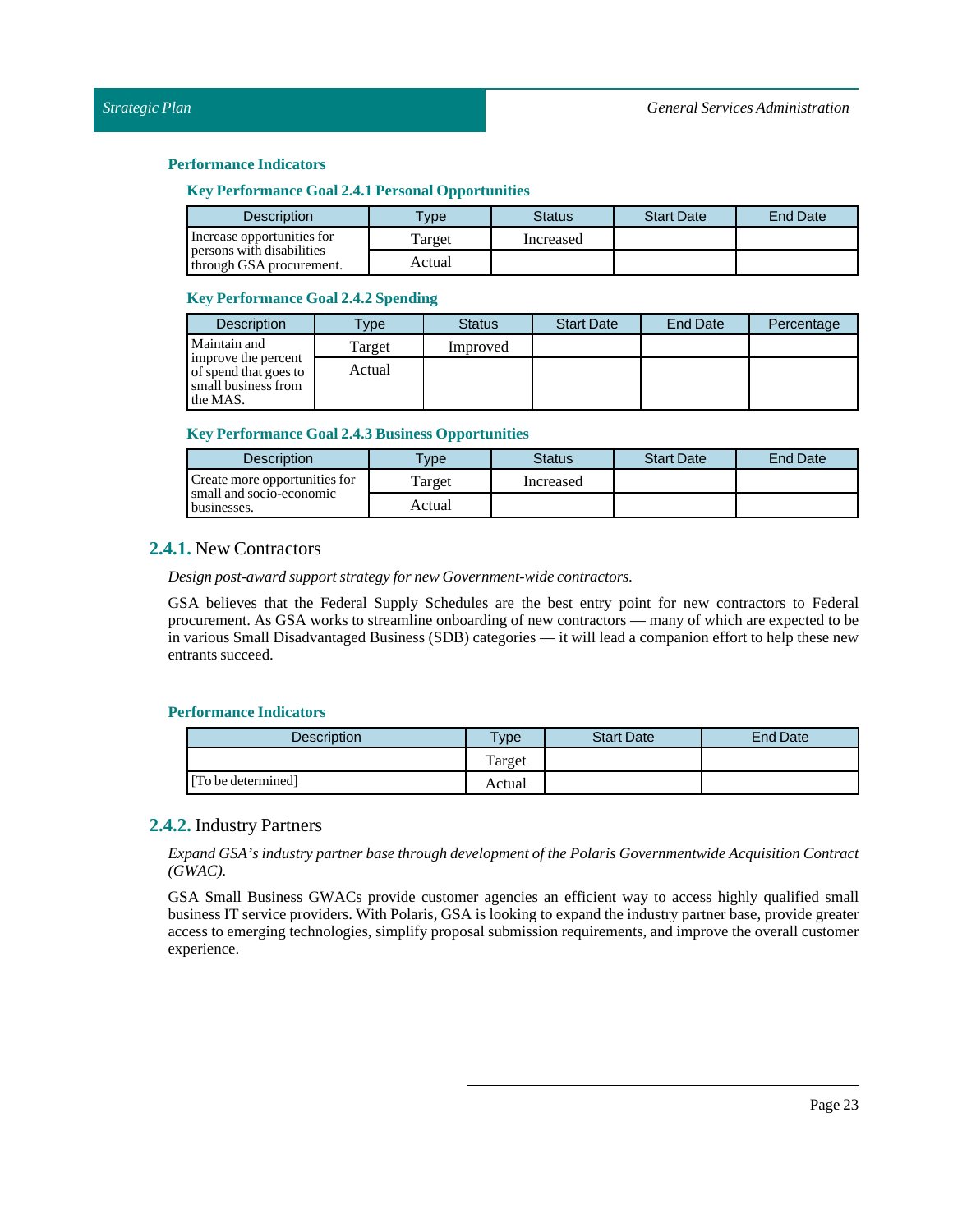**Performance Indicators**

**Key Performance Goal 2.4.1 Personal Opportunities**

| Description | Type | Status | Start Date | End Date |
|---|---|---|---|---|
| Increase opportunities for persons with disabilities through GSA procurement. | Target | Increased | | |
| | Actual | | | |

**Key Performance Goal 2.4.2 Spending**

| Description | Type | Status | Start Date | End Date | Percentage |
|---|---|---|---|---|---|
| Maintain and improve the percent of spend that goes to small business from the MAS. | Target | Improved | | | |
| | Actual | | | | |

**Key Performance Goal 2.4.3 Business Opportunities**

| Description | Type | Status | Start Date | End Date |
|---|---|---|---|---|
| Create more opportunities for small and socio-economic businesses. | Target | Increased | | |
| | Actual | | | |

## 2.4.1. New Contractors

*Design post-award support strategy for new Government-wide contractors.*

GSA believes that the Federal Supply Schedules are the best entry point for new contractors to Federal procurement. As GSA works to streamline onboarding of new contractors — many of which are expected to be in various Small Disadvantaged Business (SDB) categories — it will lead a companion effort to help these new entrants succeed.

**Performance Indicators**

| Description | Type | Start Date | End Date |
|---|---|---|---|
| | Target | | |
| [To be determined] | Actual | | |

## 2.4.2. Industry Partners

*Expand GSA's industry partner base through development of the Polaris Governmentwide Acquisition Contract (GWAC).*

GSA Small Business GWACs provide customer agencies an efficient way to access highly qualified small business IT service providers. With Polaris, GSA is looking to expand the industry partner base, provide greater access to emerging technologies, simplify proposal submission requirements, and improve the overall customer experience.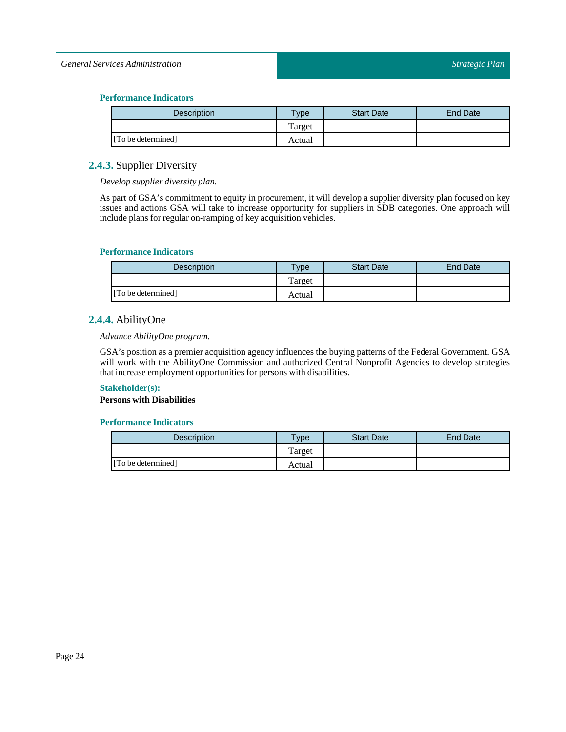#### Performance Indicators

| Description | Type | Start Date | End Date |
|---|---|---|---|
| | Target | | |
| [To be determined] | Actual | | |

### 2.4.3. Supplier Diversity

*Develop supplier diversity plan.*

As part of GSA's commitment to equity in procurement, it will develop a supplier diversity plan focused on key issues and actions GSA will take to increase opportunity for suppliers in SDB categories. One approach will include plans for regular on-ramping of key acquisition vehicles.

#### Performance Indicators

| Description | Type | Start Date | End Date |
|---|---|---|---|
| | Target | | |
| [To be determined] | Actual | | |

### 2.4.4. AbilityOne

*Advance AbilityOne program.*

GSA's position as a premier acquisition agency influences the buying patterns of the Federal Government. GSA will work with the AbilityOne Commission and authorized Central Nonprofit Agencies to develop strategies that increase employment opportunities for persons with disabilities.

#### Stakeholder(s):

**Persons with Disabilities**

#### Performance Indicators

| Description | Type | Start Date | End Date |
|---|---|---|---|
| | Target | | |
| [To be determined] | Actual | | |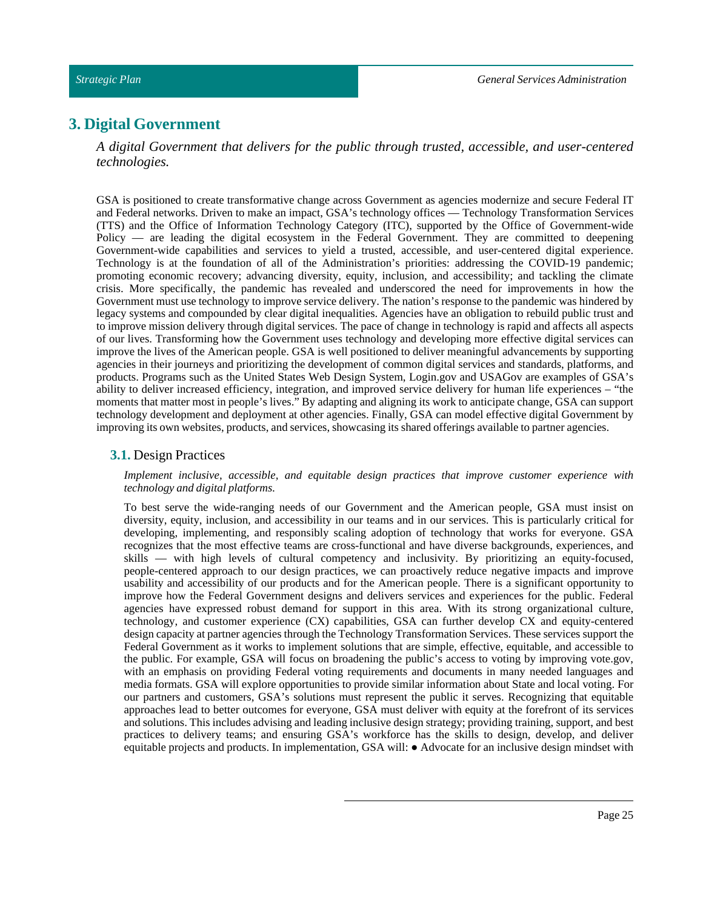## 3. Digital Government

*A digital Government that delivers for the public through trusted, accessible, and user-centered technologies.*

GSA is positioned to create transformative change across Government as agencies modernize and secure Federal IT and Federal networks. Driven to make an impact, GSA's technology offices — Technology Transformation Services (TTS) and the Office of Information Technology Category (ITC), supported by the Office of Government-wide Policy — are leading the digital ecosystem in the Federal Government. They are committed to deepening Government-wide capabilities and services to yield a trusted, accessible, and user-centered digital experience. Technology is at the foundation of all of the Administration's priorities: addressing the COVID-19 pandemic; promoting economic recovery; advancing diversity, equity, inclusion, and accessibility; and tackling the climate crisis. More specifically, the pandemic has revealed and underscored the need for improvements in how the Government must use technology to improve service delivery. The nation's response to the pandemic was hindered by legacy systems and compounded by clear digital inequalities. Agencies have an obligation to rebuild public trust and to improve mission delivery through digital services. The pace of change in technology is rapid and affects all aspects of our lives. Transforming how the Government uses technology and developing more effective digital services can improve the lives of the American people. GSA is well positioned to deliver meaningful advancements by supporting agencies in their journeys and prioritizing the development of common digital services and standards, platforms, and products. Programs such as the United States Web Design System, Login.gov and USAGov are examples of GSA's ability to deliver increased efficiency, integration, and improved service delivery for human life experiences – "the moments that matter most in people's lives." By adapting and aligning its work to anticipate change, GSA can support technology development and deployment at other agencies. Finally, GSA can model effective digital Government by improving its own websites, products, and services, showcasing its shared offerings available to partner agencies.

### 3.1. Design Practices

*Implement inclusive, accessible, and equitable design practices that improve customer experience with technology and digital platforms.*

To best serve the wide-ranging needs of our Government and the American people, GSA must insist on diversity, equity, inclusion, and accessibility in our teams and in our services. This is particularly critical for developing, implementing, and responsibly scaling adoption of technology that works for everyone. GSA recognizes that the most effective teams are cross-functional and have diverse backgrounds, experiences, and skills — with high levels of cultural competency and inclusivity. By prioritizing an equity-focused, people-centered approach to our design practices, we can proactively reduce negative impacts and improve usability and accessibility of our products and for the American people. There is a significant opportunity to improve how the Federal Government designs and delivers services and experiences for the public. Federal agencies have expressed robust demand for support in this area. With its strong organizational culture, technology, and customer experience (CX) capabilities, GSA can further develop CX and equity-centered design capacity at partner agencies through the Technology Transformation Services. These services support the Federal Government as it works to implement solutions that are simple, effective, equitable, and accessible to the public. For example, GSA will focus on broadening the public's access to voting by improving vote.gov, with an emphasis on providing Federal voting requirements and documents in many needed languages and media formats. GSA will explore opportunities to provide similar information about State and local voting. For our partners and customers, GSA's solutions must represent the public it serves. Recognizing that equitable approaches lead to better outcomes for everyone, GSA must deliver with equity at the forefront of its services and solutions. This includes advising and leading inclusive design strategy; providing training, support, and best practices to delivery teams; and ensuring GSA's workforce has the skills to design, develop, and deliver equitable projects and products. In implementation, GSA will: ● Advocate for an inclusive design mindset with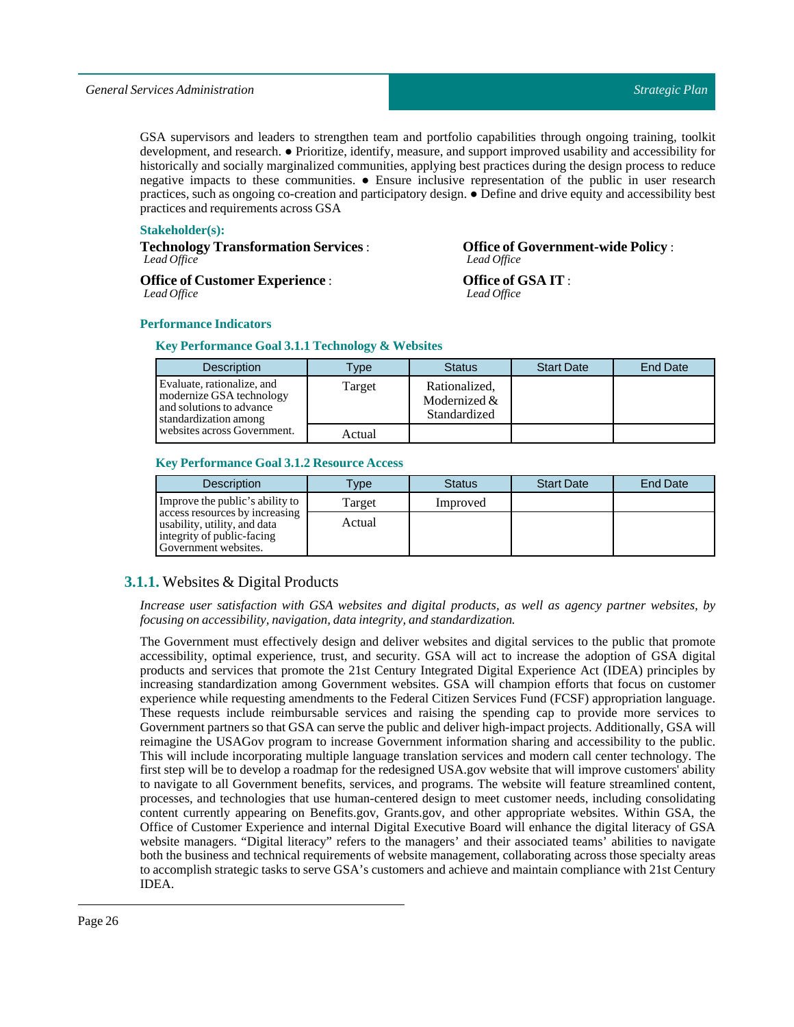GSA supervisors and leaders to strengthen team and portfolio capabilities through ongoing training, toolkit development, and research. ● Prioritize, identify, measure, and support improved usability and accessibility for historically and socially marginalized communities, applying best practices during the design process to reduce negative impacts to these communities. ● Ensure inclusive representation of the public in user research practices, such as ongoing co-creation and participatory design. ● Define and drive equity and accessibility best practices and requirements across GSA

**Stakeholder(s):**

**Technology Transformation Services** :
*Lead Office*

**Office of Government-wide Policy** :
*Lead Office*

**Office of Customer Experience** :
*Lead Office*

**Office of GSA IT** :
*Lead Office*

**Performance Indicators**

**Key Performance Goal 3.1.1 Technology & Websites**

| Description | Type | Status | Start Date | End Date |
|---|---|---|---|---|
| Evaluate, rationalize, and modernize GSA technology and solutions to advance standardization among websites across Government. | Target | Rationalized, Modernized & Standardized | | |
| | Actual | | | |

**Key Performance Goal 3.1.2 Resource Access**

| Description | Type | Status | Start Date | End Date |
|---|---|---|---|---|
| Improve the public's ability to access resources by increasing usability, utility, and data integrity of public-facing Government websites. | Target | Improved | | |
| | Actual | | | |

## 3.1.1. Websites & Digital Products

*Increase user satisfaction with GSA websites and digital products, as well as agency partner websites, by focusing on accessibility, navigation, data integrity, and standardization.*

The Government must effectively design and deliver websites and digital services to the public that promote accessibility, optimal experience, trust, and security. GSA will act to increase the adoption of GSA digital products and services that promote the 21st Century Integrated Digital Experience Act (IDEA) principles by increasing standardization among Government websites. GSA will champion efforts that focus on customer experience while requesting amendments to the Federal Citizen Services Fund (FCSF) appropriation language. These requests include reimbursable services and raising the spending cap to provide more services to Government partners so that GSA can serve the public and deliver high-impact projects. Additionally, GSA will reimagine the USAGov program to increase Government information sharing and accessibility to the public. This will include incorporating multiple language translation services and modern call center technology. The first step will be to develop a roadmap for the redesigned USA.gov website that will improve customers' ability to navigate to all Government benefits, services, and programs. The website will feature streamlined content, processes, and technologies that use human-centered design to meet customer needs, including consolidating content currently appearing on Benefits.gov, Grants.gov, and other appropriate websites. Within GSA, the Office of Customer Experience and internal Digital Executive Board will enhance the digital literacy of GSA website managers. "Digital literacy" refers to the managers' and their associated teams' abilities to navigate both the business and technical requirements of website management, collaborating across those specialty areas to accomplish strategic tasks to serve GSA's customers and achieve and maintain compliance with 21st Century IDEA.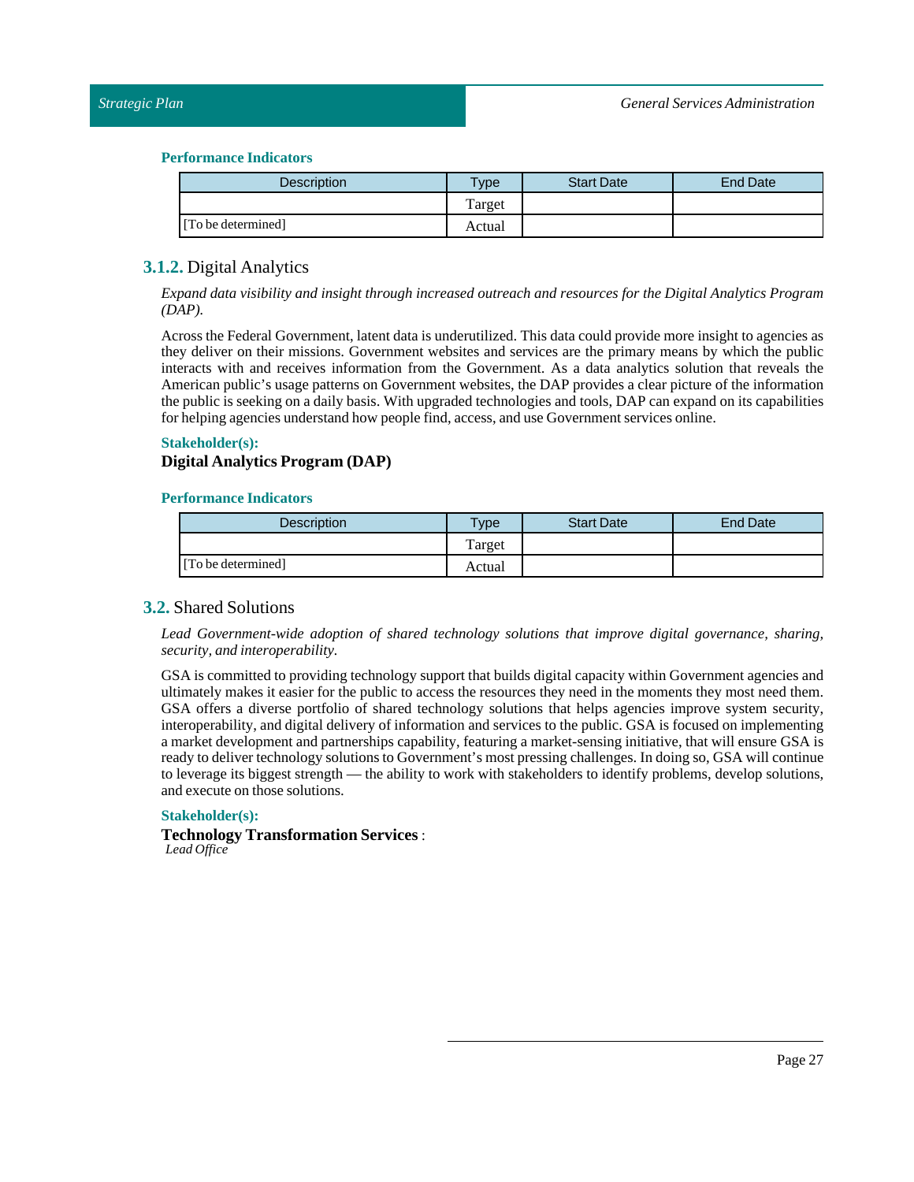#### Performance Indicators

| Description | Type | Start Date | End Date |
|---|---|---|---|
| | Target | | |
| [To be determined] | Actual | | |

### 3.1.2. Digital Analytics

*Expand data visibility and insight through increased outreach and resources for the Digital Analytics Program (DAP).*

Across the Federal Government, latent data is underutilized. This data could provide more insight to agencies as they deliver on their missions. Government websites and services are the primary means by which the public interacts with and receives information from the Government. As a data analytics solution that reveals the American public's usage patterns on Government websites, the DAP provides a clear picture of the information the public is seeking on a daily basis. With upgraded technologies and tools, DAP can expand on its capabilities for helping agencies understand how people find, access, and use Government services online.

#### Stakeholder(s):

**Digital Analytics Program (DAP)**

#### Performance Indicators

| Description | Type | Start Date | End Date |
|---|---|---|---|
| | Target | | |
| [To be determined] | Actual | | |

## 3.2. Shared Solutions

*Lead Government-wide adoption of shared technology solutions that improve digital governance, sharing, security, and interoperability.*

GSA is committed to providing technology support that builds digital capacity within Government agencies and ultimately makes it easier for the public to access the resources they need in the moments they most need them. GSA offers a diverse portfolio of shared technology solutions that helps agencies improve system security, interoperability, and digital delivery of information and services to the public. GSA is focused on implementing a market development and partnerships capability, featuring a market-sensing initiative, that will ensure GSA is ready to deliver technology solutions to Government's most pressing challenges. In doing so, GSA will continue to leverage its biggest strength — the ability to work with stakeholders to identify problems, develop solutions, and execute on those solutions.

#### Stakeholder(s):

**Technology Transformation Services** :
*Lead Office*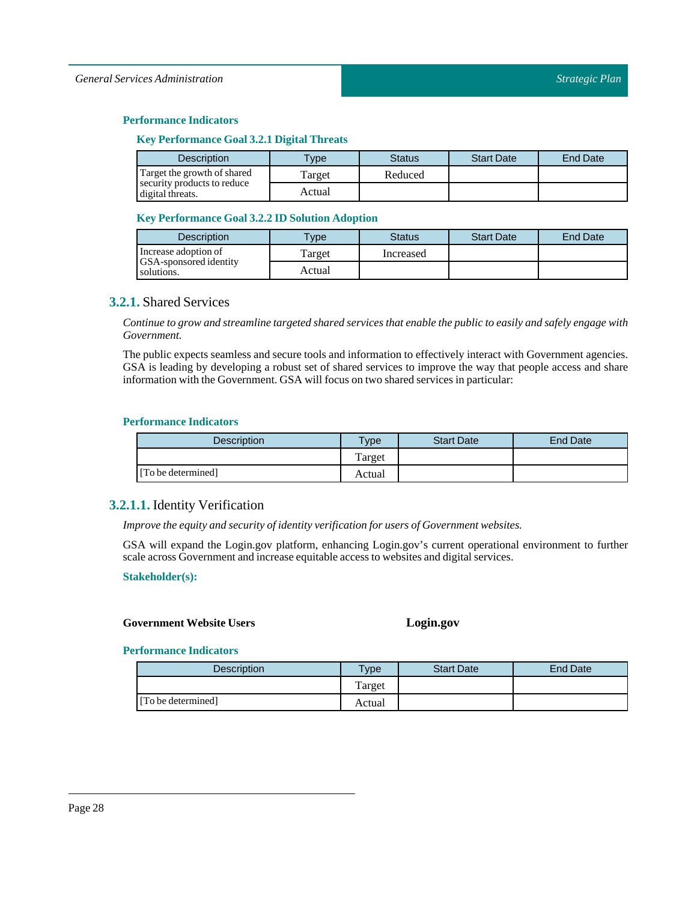#### Performance Indicators

##### Key Performance Goal 3.2.1 Digital Threats

| Description | Type | Status | Start Date | End Date |
|---|---|---|---|---|
| Target the growth of shared security products to reduce digital threats. | Target | Reduced | | |
| | Actual | | | |

##### Key Performance Goal 3.2.2 ID Solution Adoption

| Description | Type | Status | Start Date | End Date |
|---|---|---|---|---|
| Increase adoption of GSA-sponsored identity solutions. | Target | Increased | | |
| | Actual | | | |

### 3.2.1. Shared Services

*Continue to grow and streamline targeted shared services that enable the public to easily and safely engage with Government.*

The public expects seamless and secure tools and information to effectively interact with Government agencies. GSA is leading by developing a robust set of shared services to improve the way that people access and share information with the Government. GSA will focus on two shared services in particular:

#### Performance Indicators

| Description | Type | Start Date | End Date |
|---|---|---|---|
| | Target | | |
| [To be determined] | Actual | | |

### 3.2.1.1. Identity Verification

*Improve the equity and security of identity verification for users of Government websites.*

GSA will expand the Login.gov platform, enhancing Login.gov's current operational environment to further scale across Government and increase equitable access to websites and digital services.

#### Stakeholder(s):

**Government Website Users**

**Login.gov**

#### Performance Indicators

| Description | Type | Start Date | End Date |
|---|---|---|---|
| | Target | | |
| [To be determined] | Actual | | |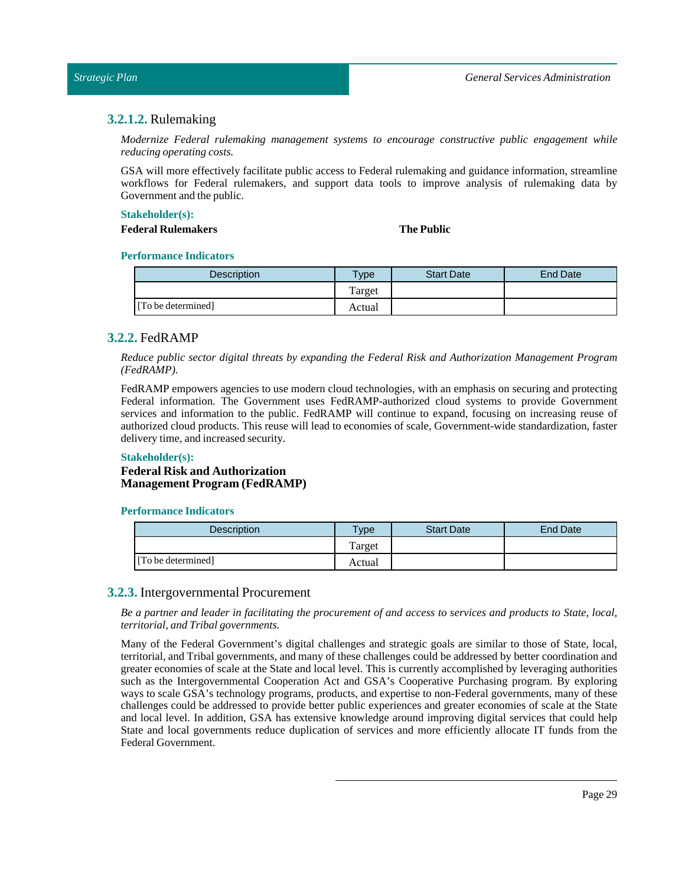### 3.2.1.2. Rulemaking

*Modernize Federal rulemaking management systems to encourage constructive public engagement while reducing operating costs.*

GSA will more effectively facilitate public access to Federal rulemaking and guidance information, streamline workflows for Federal rulemakers, and support data tools to improve analysis of rulemaking data by Government and the public.

**Stakeholder(s):**

**Federal Rulemakers**

**The Public**

**Performance Indicators**

| Description | Type | Start Date | End Date |
|---|---|---|---|
| | Target | | |
| [To be determined] | Actual | | |

## 3.2.2. FedRAMP

*Reduce public sector digital threats by expanding the Federal Risk and Authorization Management Program (FedRAMP).*

FedRAMP empowers agencies to use modern cloud technologies, with an emphasis on securing and protecting Federal information. The Government uses FedRAMP-authorized cloud systems to provide Government services and information to the public. FedRAMP will continue to expand, focusing on increasing reuse of authorized cloud products. This reuse will lead to economies of scale, Government-wide standardization, faster delivery time, and increased security.

**Stakeholder(s):**

**Federal Risk and Authorization Management Program (FedRAMP)**

**Performance Indicators**

| Description | Type | Start Date | End Date |
|---|---|---|---|
| | Target | | |
| [To be determined] | Actual | | |

## 3.2.3. Intergovernmental Procurement

*Be a partner and leader in facilitating the procurement of and access to services and products to State, local, territorial, and Tribal governments.*

Many of the Federal Government's digital challenges and strategic goals are similar to those of State, local, territorial, and Tribal governments, and many of these challenges could be addressed by better coordination and greater economies of scale at the State and local level. This is currently accomplished by leveraging authorities such as the Intergovernmental Cooperation Act and GSA's Cooperative Purchasing program. By exploring ways to scale GSA's technology programs, products, and expertise to non-Federal governments, many of these challenges could be addressed to provide better public experiences and greater economies of scale at the State and local level. In addition, GSA has extensive knowledge around improving digital services that could help State and local governments reduce duplication of services and more efficiently allocate IT funds from the Federal Government.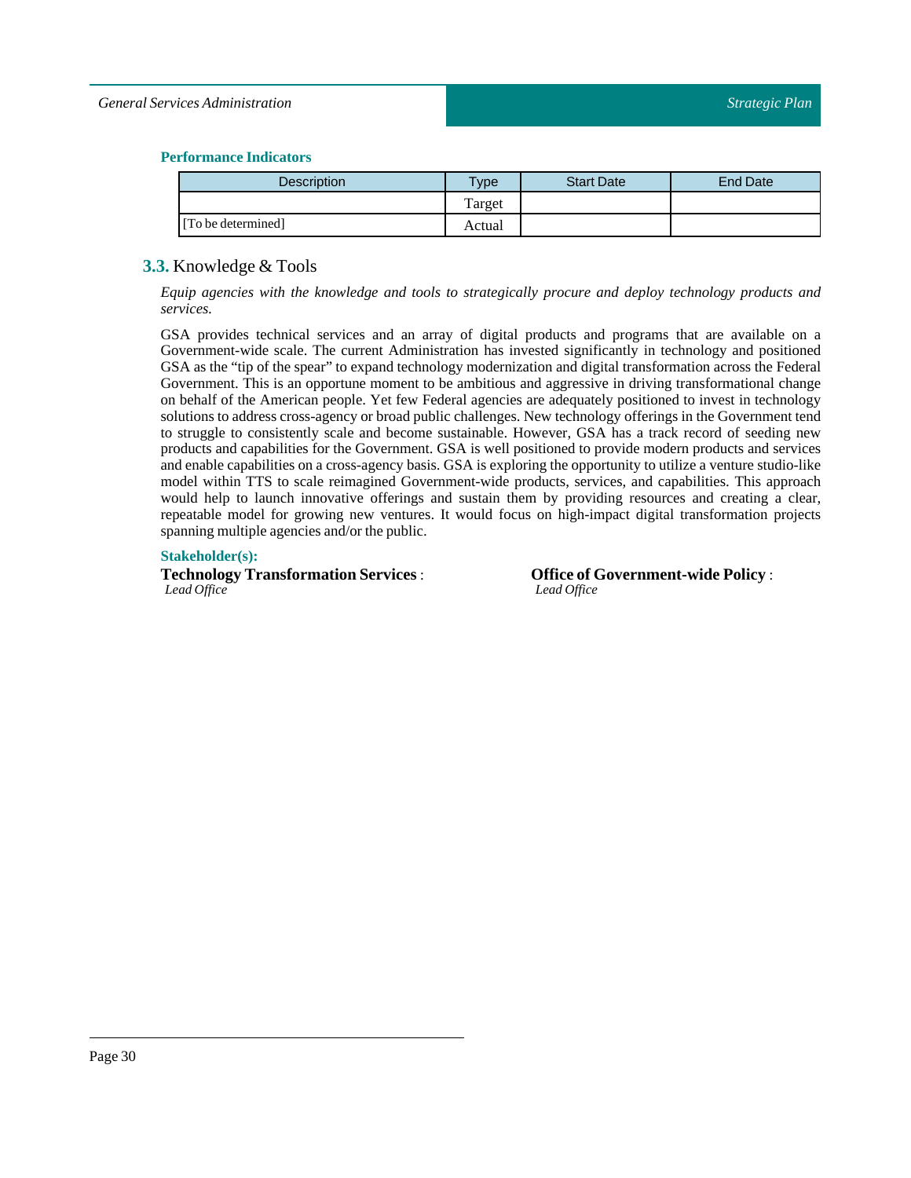#### Performance Indicators

| Description | Type | Start Date | End Date |
|---|---|---|---|
| | Target | | |
| [To be determined] | Actual | | |

## 3.3. Knowledge & Tools

*Equip agencies with the knowledge and tools to strategically procure and deploy technology products and services.*

GSA provides technical services and an array of digital products and programs that are available on a Government-wide scale. The current Administration has invested significantly in technology and positioned GSA as the "tip of the spear" to expand technology modernization and digital transformation across the Federal Government. This is an opportune moment to be ambitious and aggressive in driving transformational change on behalf of the American people. Yet few Federal agencies are adequately positioned to invest in technology solutions to address cross-agency or broad public challenges. New technology offerings in the Government tend to struggle to consistently scale and become sustainable. However, GSA has a track record of seeding new products and capabilities for the Government. GSA is well positioned to provide modern products and services and enable capabilities on a cross-agency basis. GSA is exploring the opportunity to utilize a venture studio-like model within TTS to scale reimagined Government-wide products, services, and capabilities. This approach would help to launch innovative offerings and sustain them by providing resources and creating a clear, repeatable model for growing new ventures. It would focus on high-impact digital transformation projects spanning multiple agencies and/or the public.

#### Stakeholder(s):

**Technology Transformation Services** :
*Lead Office*

**Office of Government-wide Policy** :
*Lead Office*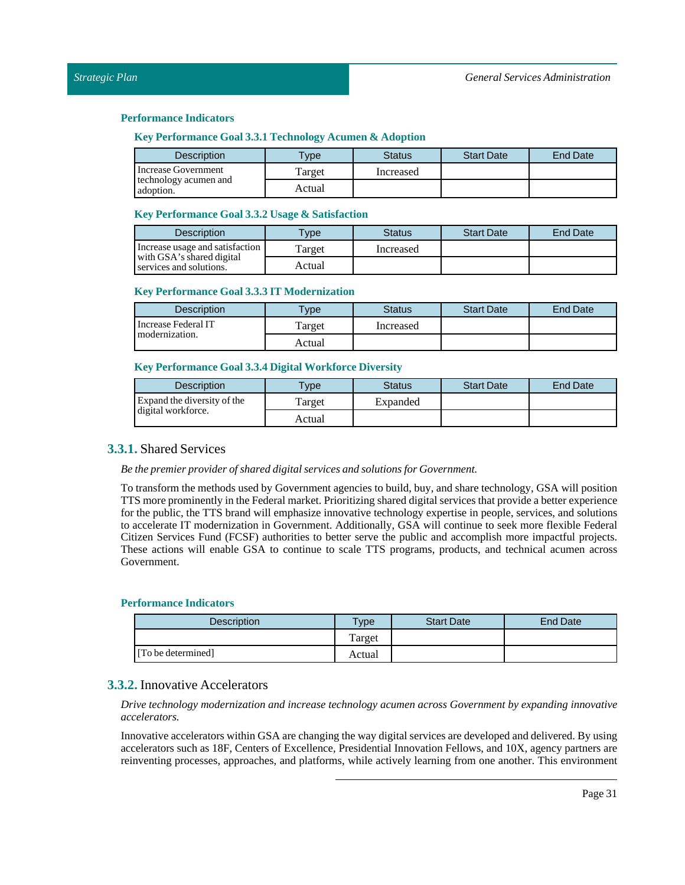#### Performance Indicators

##### Key Performance Goal 3.3.1 Technology Acumen & Adoption

| Description | Type | Status | Start Date | End Date |
|---|---|---|---|---|
| Increase Government technology acumen and adoption. | Target | Increased | | |
| | Actual | | | |

##### Key Performance Goal 3.3.2 Usage & Satisfaction

| Description | Type | Status | Start Date | End Date |
|---|---|---|---|---|
| Increase usage and satisfaction with GSA's shared digital services and solutions. | Target | Increased | | |
| | Actual | | | |

##### Key Performance Goal 3.3.3 IT Modernization

| Description | Type | Status | Start Date | End Date |
|---|---|---|---|---|
| Increase Federal IT modernization. | Target | Increased | | |
| | Actual | | | |

##### Key Performance Goal 3.3.4 Digital Workforce Diversity

| Description | Type | Status | Start Date | End Date |
|---|---|---|---|---|
| Expand the diversity of the digital workforce. | Target | Expanded | | |
| | Actual | | | |

### 3.3.1. Shared Services

*Be the premier provider of shared digital services and solutions for Government.*

To transform the methods used by Government agencies to build, buy, and share technology, GSA will position TTS more prominently in the Federal market. Prioritizing shared digital services that provide a better experience for the public, the TTS brand will emphasize innovative technology expertise in people, services, and solutions to accelerate IT modernization in Government. Additionally, GSA will continue to seek more flexible Federal Citizen Services Fund (FCSF) authorities to better serve the public and accomplish more impactful projects. These actions will enable GSA to continue to scale TTS programs, products, and technical acumen across Government.

#### Performance Indicators

| Description | Type | Start Date | End Date |
|---|---|---|---|
| | Target | | |
| [To be determined] | Actual | | |

### 3.3.2. Innovative Accelerators

*Drive technology modernization and increase technology acumen across Government by expanding innovative accelerators.*

Innovative accelerators within GSA are changing the way digital services are developed and delivered. By using accelerators such as 18F, Centers of Excellence, Presidential Innovation Fellows, and 10X, agency partners are reinventing processes, approaches, and platforms, while actively learning from one another. This environment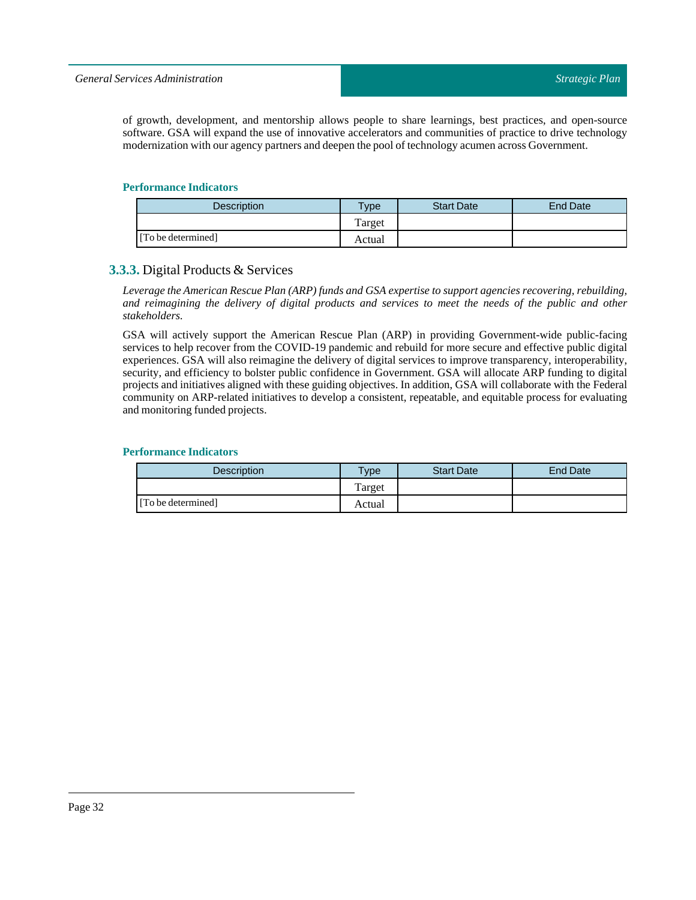of growth, development, and mentorship allows people to share learnings, best practices, and open-source software. GSA will expand the use of innovative accelerators and communities of practice to drive technology modernization with our agency partners and deepen the pool of technology acumen across Government.

#### Performance Indicators

| Description | Type | Start Date | End Date |
|---|---|---|---|
| | Target | | |
| [To be determined] | Actual | | |

### 3.3.3. Digital Products & Services

*Leverage the American Rescue Plan (ARP) funds and GSA expertise to support agencies recovering, rebuilding, and reimagining the delivery of digital products and services to meet the needs of the public and other stakeholders.*

GSA will actively support the American Rescue Plan (ARP) in providing Government-wide public-facing services to help recover from the COVID-19 pandemic and rebuild for more secure and effective public digital experiences. GSA will also reimagine the delivery of digital services to improve transparency, interoperability, security, and efficiency to bolster public confidence in Government. GSA will allocate ARP funding to digital projects and initiatives aligned with these guiding objectives. In addition, GSA will collaborate with the Federal community on ARP-related initiatives to develop a consistent, repeatable, and equitable process for evaluating and monitoring funded projects.

#### Performance Indicators

| Description | Type | Start Date | End Date |
|---|---|---|---|
| | Target | | |
| [To be determined] | Actual | | |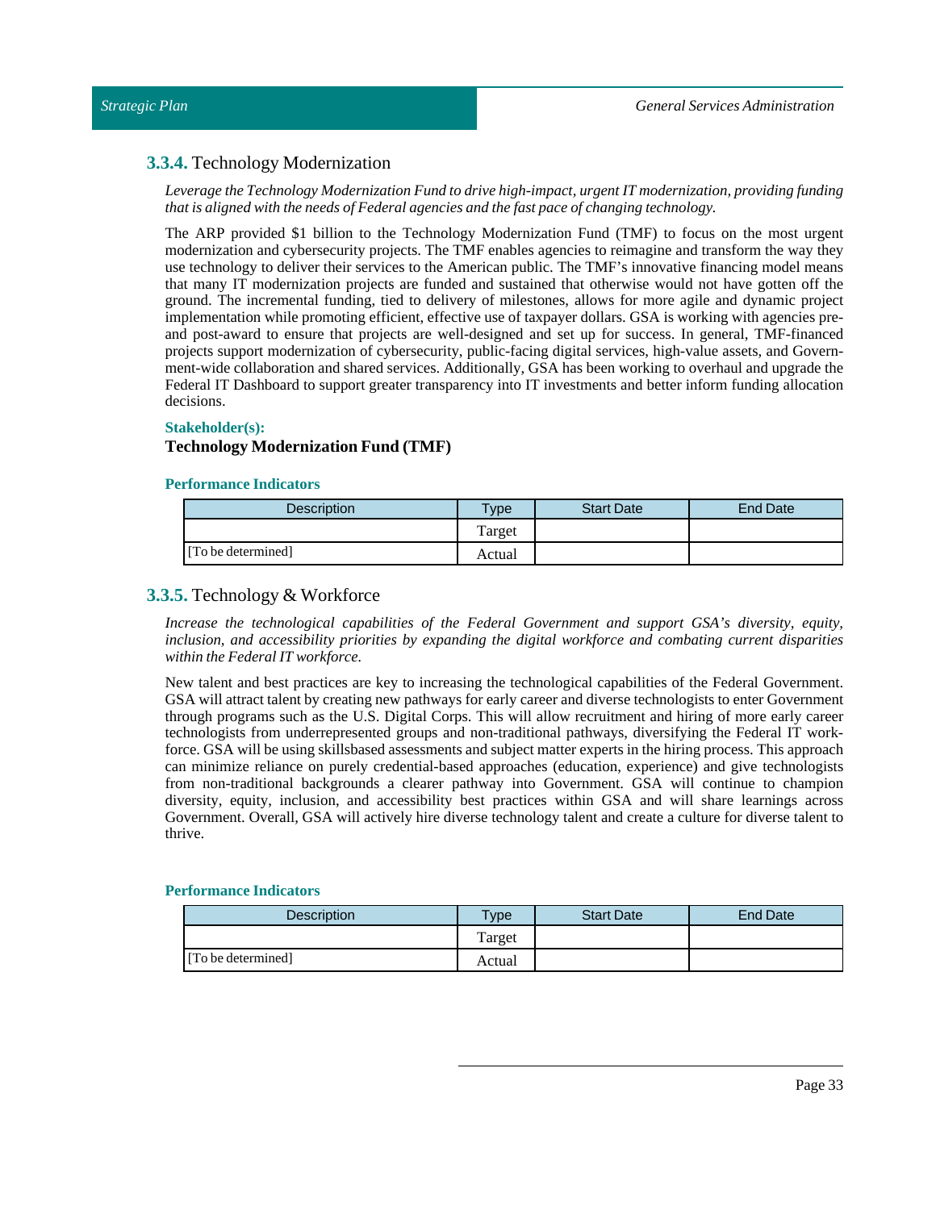### **3.3.4.** Technology Modernization

*Leverage the Technology Modernization Fund to drive high-impact, urgent IT modernization, providing funding that is aligned with the needs of Federal agencies and the fast pace of changing technology.*

The ARP provided $1 billion to the Technology Modernization Fund (TMF) to focus on the most urgent modernization and cybersecurity projects. The TMF enables agencies to reimagine and transform the way they use technology to deliver their services to the American public. The TMF's innovative financing model means that many IT modernization projects are funded and sustained that otherwise would not have gotten off the ground. The incremental funding, tied to delivery of milestones, allows for more agile and dynamic project implementation while promoting efficient, effective use of taxpayer dollars. GSA is working with agencies pre- and post-award to ensure that projects are well-designed and set up for success. In general, TMF-financed projects support modernization of cybersecurity, public-facing digital services, high-value assets, and Government-wide collaboration and shared services. Additionally, GSA has been working to overhaul and upgrade the Federal IT Dashboard to support greater transparency into IT investments and better inform funding allocation decisions.

**Stakeholder(s):**

**Technology Modernization Fund (TMF)**

**Performance Indicators**

| Description | Type | Start Date | End Date |
| --- | --- | --- | --- |
| | Target | | |
| [To be determined] | Actual | | |

### **3.3.5.** Technology & Workforce

*Increase the technological capabilities of the Federal Government and support GSA's diversity, equity, inclusion, and accessibility priorities by expanding the digital workforce and combating current disparities within the Federal IT workforce.*

New talent and best practices are key to increasing the technological capabilities of the Federal Government. GSA will attract talent by creating new pathways for early career and diverse technologists to enter Government through programs such as the U.S. Digital Corps. This will allow recruitment and hiring of more early career technologists from underrepresented groups and non-traditional pathways, diversifying the Federal IT workforce. GSA will be using skillsbased assessments and subject matter experts in the hiring process. This approach can minimize reliance on purely credential-based approaches (education, experience) and give technologists from non-traditional backgrounds a clearer pathway into Government. GSA will continue to champion diversity, equity, inclusion, and accessibility best practices within GSA and will share learnings across Government. Overall, GSA will actively hire diverse technology talent and create a culture for diverse talent to thrive.

**Performance Indicators**

| Description | Type | Start Date | End Date |
| --- | --- | --- | --- |
| | Target | | |
| [To be determined] | Actual | | |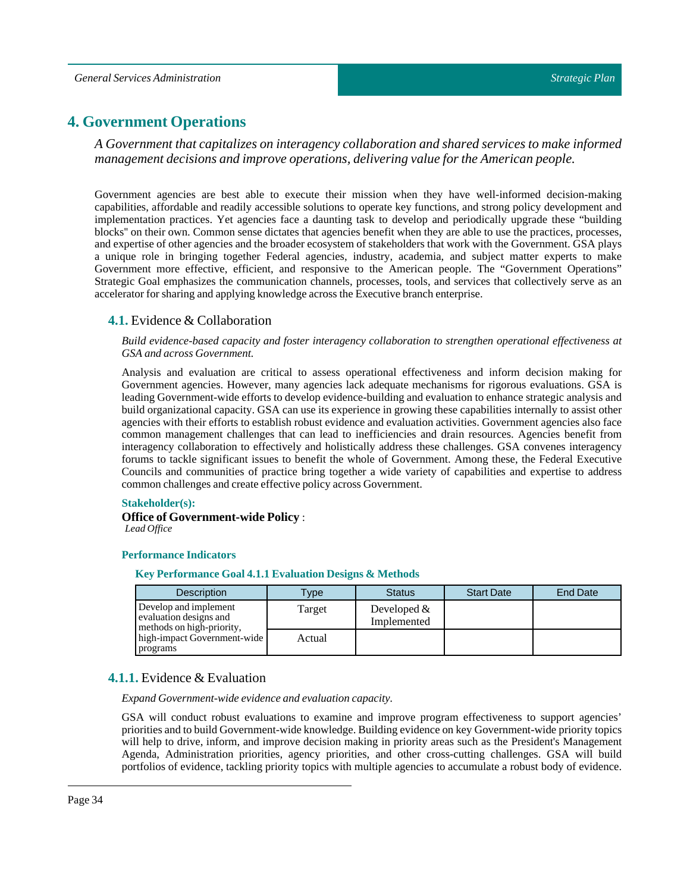# 4. Government Operations

*A Government that capitalizes on interagency collaboration and shared services to make informed management decisions and improve operations, delivering value for the American people.*

Government agencies are best able to execute their mission when they have well-informed decision-making capabilities, affordable and readily accessible solutions to operate key functions, and strong policy development and implementation practices. Yet agencies face a daunting task to develop and periodically upgrade these "building blocks" on their own. Common sense dictates that agencies benefit when they are able to use the practices, processes, and expertise of other agencies and the broader ecosystem of stakeholders that work with the Government. GSA plays a unique role in bringing together Federal agencies, industry, academia, and subject matter experts to make Government more effective, efficient, and responsive to the American people. The "Government Operations" Strategic Goal emphasizes the communication channels, processes, tools, and services that collectively serve as an accelerator for sharing and applying knowledge across the Executive branch enterprise.

## 4.1. Evidence & Collaboration

*Build evidence-based capacity and foster interagency collaboration to strengthen operational effectiveness at GSA and across Government.*

Analysis and evaluation are critical to assess operational effectiveness and inform decision making for Government agencies. However, many agencies lack adequate mechanisms for rigorous evaluations. GSA is leading Government-wide efforts to develop evidence-building and evaluation to enhance strategic analysis and build organizational capacity. GSA can use its experience in growing these capabilities internally to assist other agencies with their efforts to establish robust evidence and evaluation activities. Government agencies also face common management challenges that can lead to inefficiencies and drain resources. Agencies benefit from interagency collaboration to effectively and holistically address these challenges. GSA convenes interagency forums to tackle significant issues to benefit the whole of Government. Among these, the Federal Executive Councils and communities of practice bring together a wide variety of capabilities and expertise to address common challenges and create effective policy across Government.

**Stakeholder(s):**

**Office of Government-wide Policy** :
*Lead Office*

**Performance Indicators**

**Key Performance Goal 4.1.1 Evaluation Designs & Methods**

| Description | Type | Status | Start Date | End Date |
|---|---|---|---|---|
| Develop and implement evaluation designs and methods on high-priority, high-impact Government-wide programs | Target | Developed & Implemented | | |
| | Actual | | | |

### 4.1.1. Evidence & Evaluation

*Expand Government-wide evidence and evaluation capacity.*

GSA will conduct robust evaluations to examine and improve program effectiveness to support agencies' priorities and to build Government-wide knowledge. Building evidence on key Government-wide priority topics will help to drive, inform, and improve decision making in priority areas such as the President's Management Agenda, Administration priorities, agency priorities, and other cross-cutting challenges. GSA will build portfolios of evidence, tackling priority topics with multiple agencies to accumulate a robust body of evidence.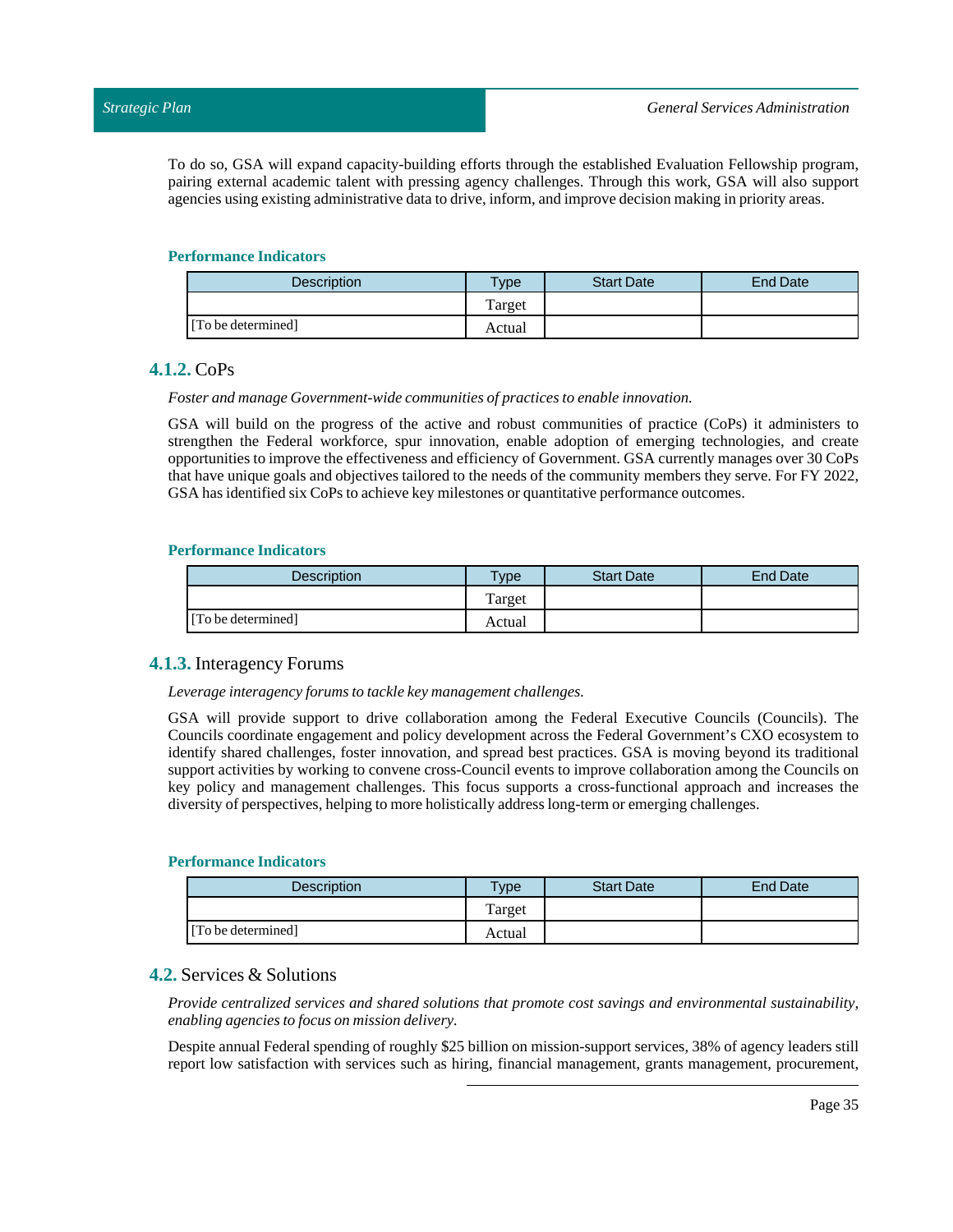To do so, GSA will expand capacity-building efforts through the established Evaluation Fellowship program, pairing external academic talent with pressing agency challenges. Through this work, GSA will also support agencies using existing administrative data to drive, inform, and improve decision making in priority areas.

#### Performance Indicators

| Description | Type | Start Date | End Date |
|---|---|---|---|
| | Target | | |
| [To be determined] | Actual | | |

### 4.1.2. CoPs

*Foster and manage Government-wide communities of practices to enable innovation.*

GSA will build on the progress of the active and robust communities of practice (CoPs) it administers to strengthen the Federal workforce, spur innovation, enable adoption of emerging technologies, and create opportunities to improve the effectiveness and efficiency of Government. GSA currently manages over 30 CoPs that have unique goals and objectives tailored to the needs of the community members they serve. For FY 2022, GSA has identified six CoPs to achieve key milestones or quantitative performance outcomes.

#### Performance Indicators

| Description | Type | Start Date | End Date |
|---|---|---|---|
| | Target | | |
| [To be determined] | Actual | | |

### 4.1.3. Interagency Forums

*Leverage interagency forums to tackle key management challenges.*

GSA will provide support to drive collaboration among the Federal Executive Councils (Councils). The Councils coordinate engagement and policy development across the Federal Government's CXO ecosystem to identify shared challenges, foster innovation, and spread best practices. GSA is moving beyond its traditional support activities by working to convene cross-Council events to improve collaboration among the Councils on key policy and management challenges. This focus supports a cross-functional approach and increases the diversity of perspectives, helping to more holistically address long-term or emerging challenges.

#### Performance Indicators

| Description | Type | Start Date | End Date |
|---|---|---|---|
| | Target | | |
| [To be determined] | Actual | | |

## 4.2. Services & Solutions

*Provide centralized services and shared solutions that promote cost savings and environmental sustainability, enabling agencies to focus on mission delivery.*

Despite annual Federal spending of roughly $25 billion on mission-support services, 38% of agency leaders still report low satisfaction with services such as hiring, financial management, grants management, procurement,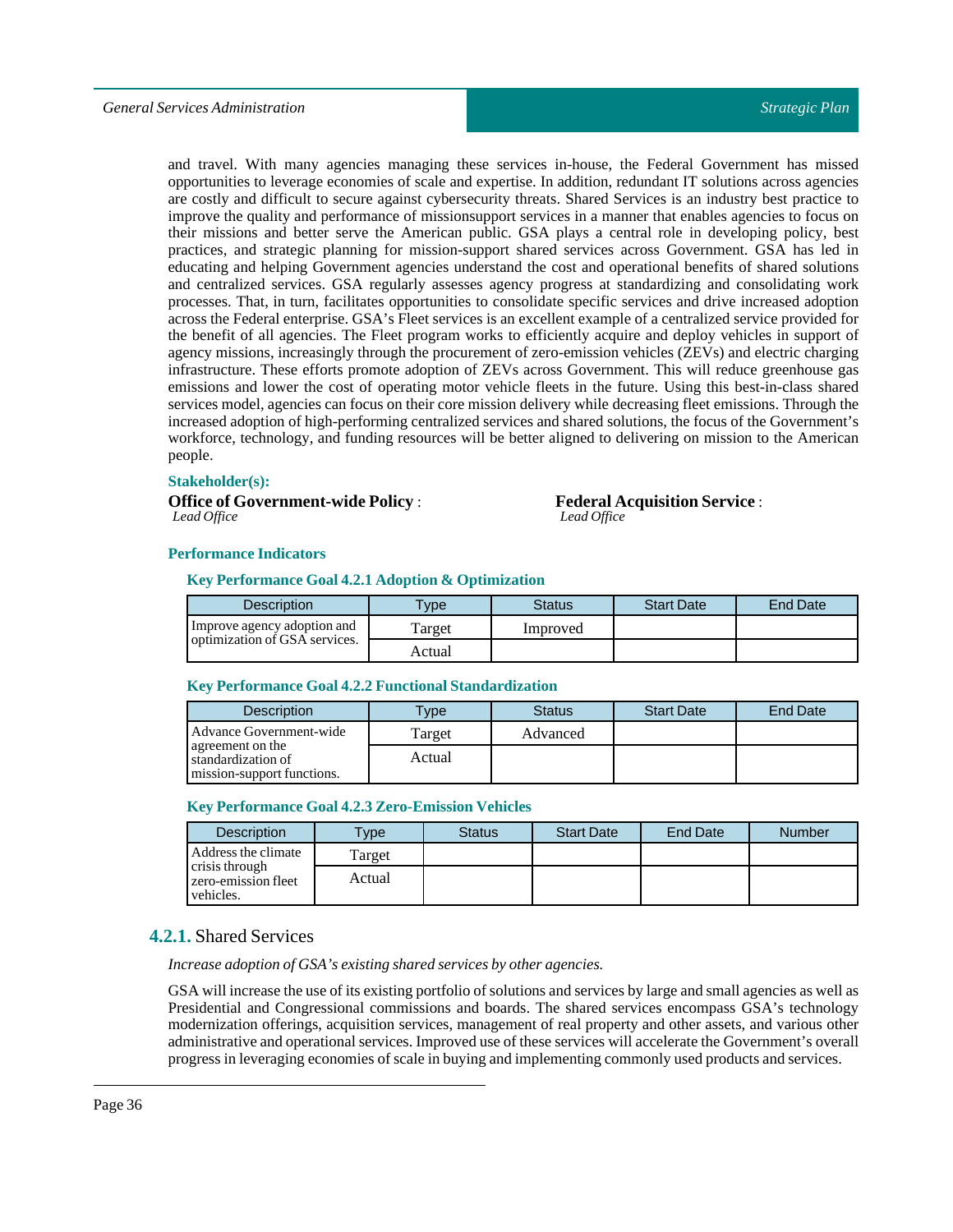and travel. With many agencies managing these services in-house, the Federal Government has missed opportunities to leverage economies of scale and expertise. In addition, redundant IT solutions across agencies are costly and difficult to secure against cybersecurity threats. Shared Services is an industry best practice to improve the quality and performance of missionsupport services in a manner that enables agencies to focus on their missions and better serve the American public. GSA plays a central role in developing policy, best practices, and strategic planning for mission-support shared services across Government. GSA has led in educating and helping Government agencies understand the cost and operational benefits of shared solutions and centralized services. GSA regularly assesses agency progress at standardizing and consolidating work processes. That, in turn, facilitates opportunities to consolidate specific services and drive increased adoption across the Federal enterprise. GSA's Fleet services is an excellent example of a centralized service provided for the benefit of all agencies. The Fleet program works to efficiently acquire and deploy vehicles in support of agency missions, increasingly through the procurement of zero-emission vehicles (ZEVs) and electric charging infrastructure. These efforts promote adoption of ZEVs across Government. This will reduce greenhouse gas emissions and lower the cost of operating motor vehicle fleets in the future. Using this best-in-class shared services model, agencies can focus on their core mission delivery while decreasing fleet emissions. Through the increased adoption of high-performing centralized services and shared solutions, the focus of the Government's workforce, technology, and funding resources will be better aligned to delivering on mission to the American people.

**Stakeholder(s):**

**Office of Government-wide Policy** :
*Lead Office*

**Federal Acquisition Service** :
*Lead Office*

**Performance Indicators**

**Key Performance Goal 4.2.1 Adoption & Optimization**

| Description | Type | Status | Start Date | End Date |
|---|---|---|---|---|
| Improve agency adoption and optimization of GSA services. | Target | Improved | | |
| | Actual | | | |

**Key Performance Goal 4.2.2 Functional Standardization**

| Description | Type | Status | Start Date | End Date |
|---|---|---|---|---|
| Advance Government-wide agreement on the standardization of mission-support functions. | Target | Advanced | | |
| | Actual | | | |

**Key Performance Goal 4.2.3 Zero-Emission Vehicles**

| Description | Type | Status | Start Date | End Date | Number |
|---|---|---|---|---|---|
| Address the climate crisis through zero-emission fleet vehicles. | Target | | | | |
| | Actual | | | | |

## 4.2.1. Shared Services

*Increase adoption of GSA's existing shared services by other agencies.*

GSA will increase the use of its existing portfolio of solutions and services by large and small agencies as well as Presidential and Congressional commissions and boards. The shared services encompass GSA's technology modernization offerings, acquisition services, management of real property and other assets, and various other administrative and operational services. Improved use of these services will accelerate the Government's overall progress in leveraging economies of scale in buying and implementing commonly used products and services.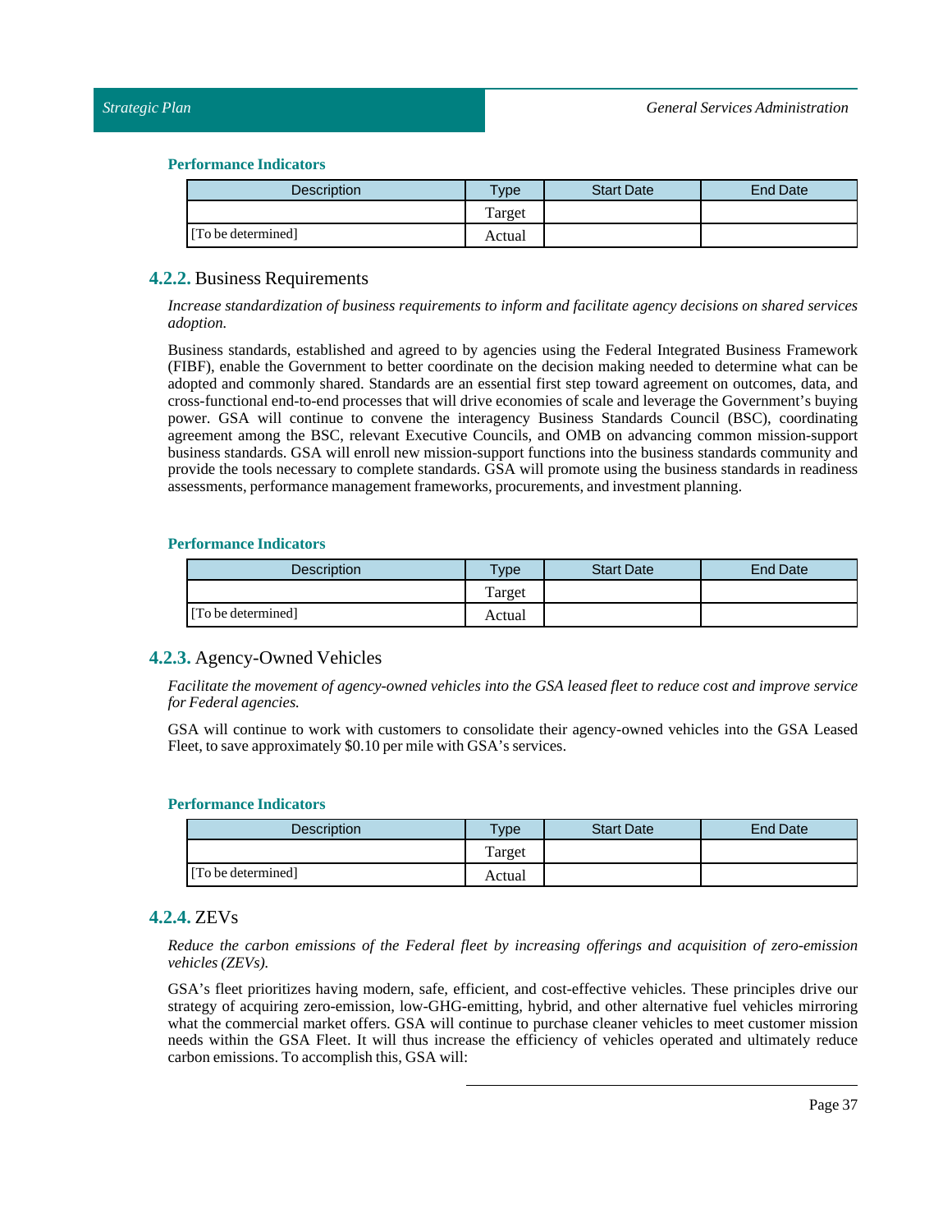#### Performance Indicators

| Description | Type | Start Date | End Date |
|---|---|---|---|
| | Target | | |
| [To be determined] | Actual | | |

### 4.2.2. Business Requirements

*Increase standardization of business requirements to inform and facilitate agency decisions on shared services adoption.*

Business standards, established and agreed to by agencies using the Federal Integrated Business Framework (FIBF), enable the Government to better coordinate on the decision making needed to determine what can be adopted and commonly shared. Standards are an essential first step toward agreement on outcomes, data, and cross-functional end-to-end processes that will drive economies of scale and leverage the Government's buying power. GSA will continue to convene the interagency Business Standards Council (BSC), coordinating agreement among the BSC, relevant Executive Councils, and OMB on advancing common mission-support business standards. GSA will enroll new mission-support functions into the business standards community and provide the tools necessary to complete standards. GSA will promote using the business standards in readiness assessments, performance management frameworks, procurements, and investment planning.

#### Performance Indicators

| Description | Type | Start Date | End Date |
|---|---|---|---|
| | Target | | |
| [To be determined] | Actual | | |

### 4.2.3. Agency-Owned Vehicles

*Facilitate the movement of agency-owned vehicles into the GSA leased fleet to reduce cost and improve service for Federal agencies.*

GSA will continue to work with customers to consolidate their agency-owned vehicles into the GSA Leased Fleet, to save approximately $0.10 per mile with GSA's services.

#### Performance Indicators

| Description | Type | Start Date | End Date |
|---|---|---|---|
| | Target | | |
| [To be determined] | Actual | | |

### 4.2.4. ZEVs

*Reduce the carbon emissions of the Federal fleet by increasing offerings and acquisition of zero-emission vehicles (ZEVs).*

GSA's fleet prioritizes having modern, safe, efficient, and cost-effective vehicles. These principles drive our strategy of acquiring zero-emission, low-GHG-emitting, hybrid, and other alternative fuel vehicles mirroring what the commercial market offers. GSA will continue to purchase cleaner vehicles to meet customer mission needs within the GSA Fleet. It will thus increase the efficiency of vehicles operated and ultimately reduce carbon emissions. To accomplish this, GSA will: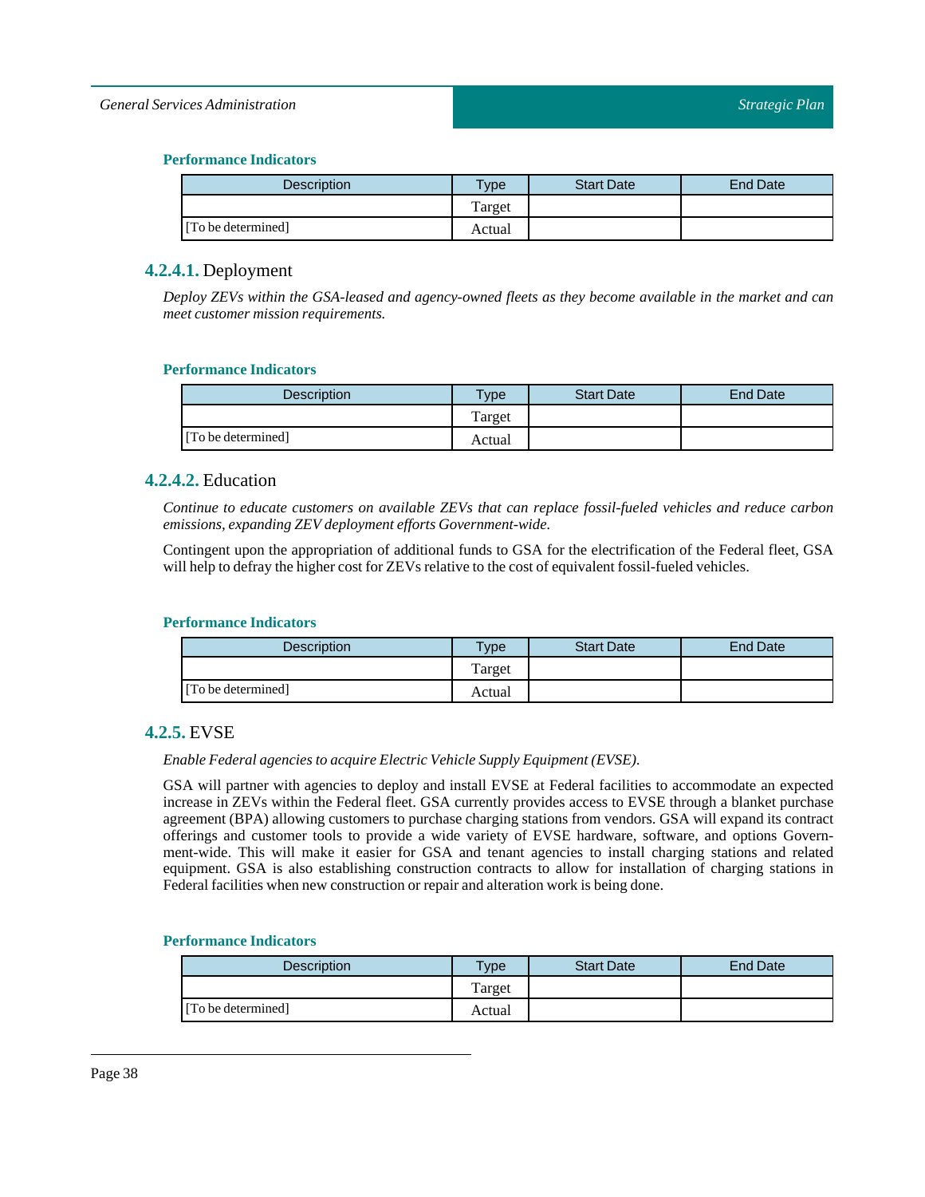#### Performance Indicators

| Description | Type | Start Date | End Date |
|---|---|---|---|
| | Target | | |
| [To be determined] | Actual | | |

### 4.2.4.1. Deployment

*Deploy ZEVs within the GSA-leased and agency-owned fleets as they become available in the market and can meet customer mission requirements.*

#### Performance Indicators

| Description | Type | Start Date | End Date |
|---|---|---|---|
| | Target | | |
| [To be determined] | Actual | | |

### 4.2.4.2. Education

*Continue to educate customers on available ZEVs that can replace fossil-fueled vehicles and reduce carbon emissions, expanding ZEV deployment efforts Government-wide.*

Contingent upon the appropriation of additional funds to GSA for the electrification of the Federal fleet, GSA will help to defray the higher cost for ZEVs relative to the cost of equivalent fossil-fueled vehicles.

#### Performance Indicators

| Description | Type | Start Date | End Date |
|---|---|---|---|
| | Target | | |
| [To be determined] | Actual | | |

### 4.2.5. EVSE

*Enable Federal agencies to acquire Electric Vehicle Supply Equipment (EVSE).*

GSA will partner with agencies to deploy and install EVSE at Federal facilities to accommodate an expected increase in ZEVs within the Federal fleet. GSA currently provides access to EVSE through a blanket purchase agreement (BPA) allowing customers to purchase charging stations from vendors. GSA will expand its contract offerings and customer tools to provide a wide variety of EVSE hardware, software, and options Government-wide. This will make it easier for GSA and tenant agencies to install charging stations and related equipment. GSA is also establishing construction contracts to allow for installation of charging stations in Federal facilities when new construction or repair and alteration work is being done.

#### Performance Indicators

| Description | Type | Start Date | End Date |
|---|---|---|---|
| | Target | | |
| [To be determined] | Actual | | |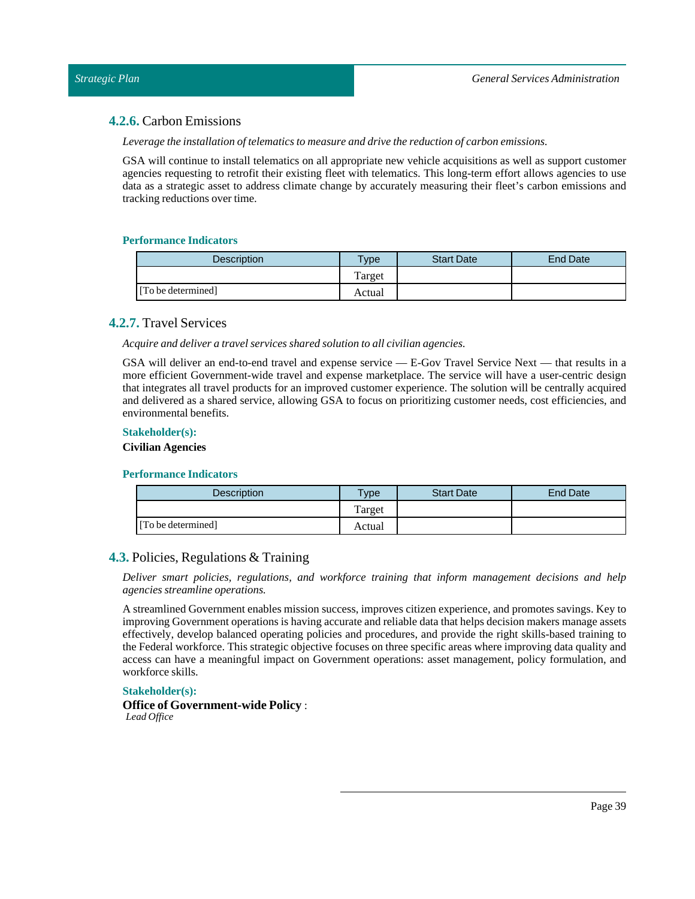### 4.2.6. Carbon Emissions

*Leverage the installation of telematics to measure and drive the reduction of carbon emissions.*

GSA will continue to install telematics on all appropriate new vehicle acquisitions as well as support customer agencies requesting to retrofit their existing fleet with telematics. This long-term effort allows agencies to use data as a strategic asset to address climate change by accurately measuring their fleet's carbon emissions and tracking reductions over time.

**Performance Indicators**

| Description | Type | Start Date | End Date |
|---|---|---|---|
| | Target | | |
| [To be determined] | Actual | | |

### 4.2.7. Travel Services

*Acquire and deliver a travel services shared solution to all civilian agencies.*

GSA will deliver an end-to-end travel and expense service — E-Gov Travel Service Next — that results in a more efficient Government-wide travel and expense marketplace. The service will have a user-centric design that integrates all travel products for an improved customer experience. The solution will be centrally acquired and delivered as a shared service, allowing GSA to focus on prioritizing customer needs, cost efficiencies, and environmental benefits.

**Stakeholder(s):**

**Civilian Agencies**

**Performance Indicators**

| Description | Type | Start Date | End Date |
|---|---|---|---|
| | Target | | |
| [To be determined] | Actual | | |

## 4.3. Policies, Regulations & Training

*Deliver smart policies, regulations, and workforce training that inform management decisions and help agencies streamline operations.*

A streamlined Government enables mission success, improves citizen experience, and promotes savings. Key to improving Government operations is having accurate and reliable data that helps decision makers manage assets effectively, develop balanced operating policies and procedures, and provide the right skills-based training to the Federal workforce. This strategic objective focuses on three specific areas where improving data quality and access can have a meaningful impact on Government operations: asset management, policy formulation, and workforce skills.

**Stakeholder(s):**

**Office of Government-wide Policy** :
*Lead Office*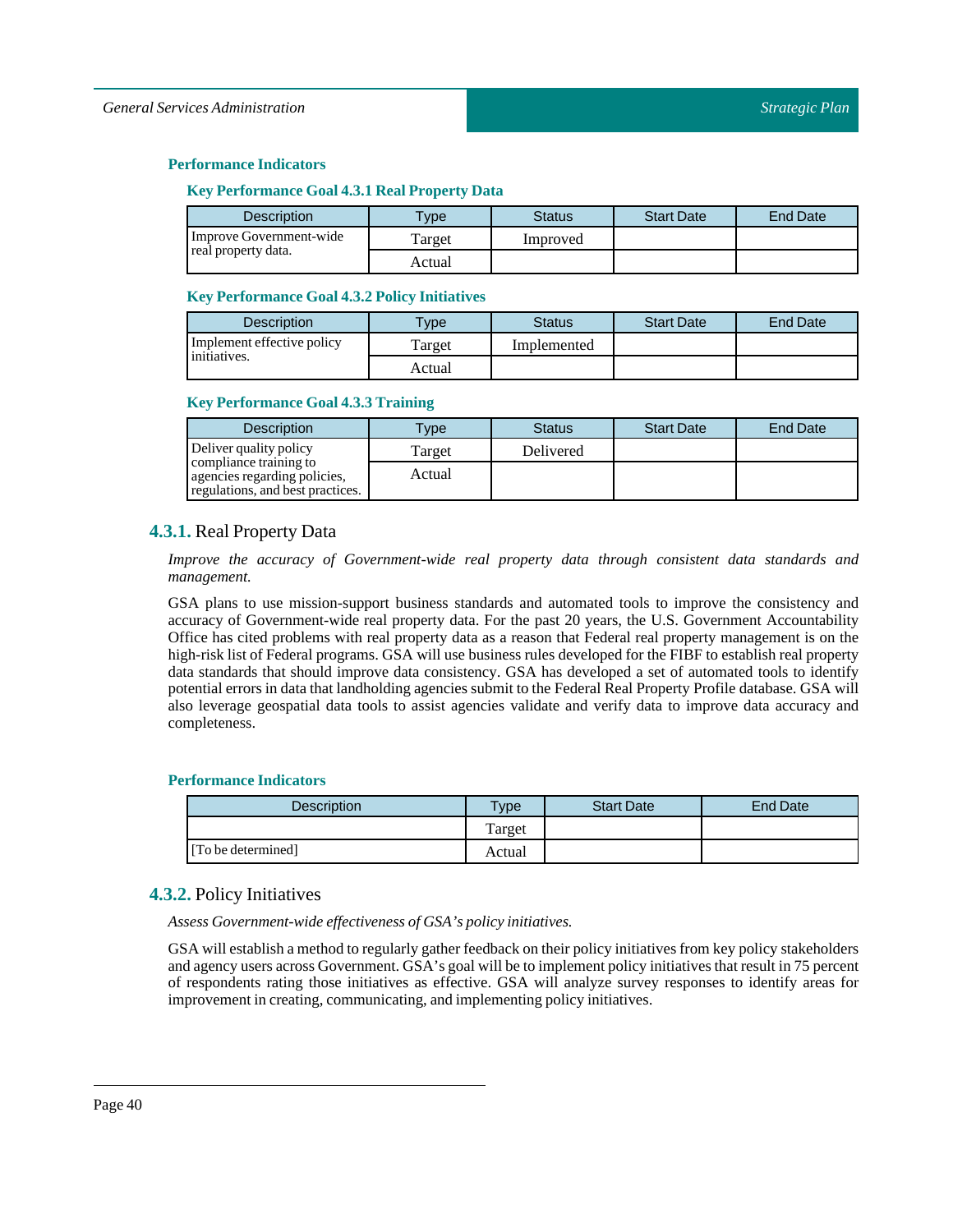### Performance Indicators

#### Key Performance Goal 4.3.1 Real Property Data

| Description | Type | Status | Start Date | End Date |
|---|---|---|---|---|
| Improve Government-wide real property data. | Target | Improved | | |
| | Actual | | | |

#### Key Performance Goal 4.3.2 Policy Initiatives

| Description | Type | Status | Start Date | End Date |
|---|---|---|---|---|
| Implement effective policy initiatives. | Target | Implemented | | |
| | Actual | | | |

#### Key Performance Goal 4.3.3 Training

| Description | Type | Status | Start Date | End Date |
|---|---|---|---|---|
| Deliver quality policy compliance training to agencies regarding policies, regulations, and best practices. | Target | Delivered | | |
| | Actual | | | |

## 4.3.1. Real Property Data

*Improve the accuracy of Government-wide real property data through consistent data standards and management.*

GSA plans to use mission-support business standards and automated tools to improve the consistency and accuracy of Government-wide real property data. For the past 20 years, the U.S. Government Accountability Office has cited problems with real property data as a reason that Federal real property management is on the high-risk list of Federal programs. GSA will use business rules developed for the FIBF to establish real property data standards that should improve data consistency. GSA has developed a set of automated tools to identify potential errors in data that landholding agencies submit to the Federal Real Property Profile database. GSA will also leverage geospatial data tools to assist agencies validate and verify data to improve data accuracy and completeness.

### Performance Indicators

| Description | Type | Start Date | End Date |
|---|---|---|---|
| | Target | | |
| [To be determined] | Actual | | |

## 4.3.2. Policy Initiatives

*Assess Government-wide effectiveness of GSA's policy initiatives.*

GSA will establish a method to regularly gather feedback on their policy initiatives from key policy stakeholders and agency users across Government. GSA's goal will be to implement policy initiatives that result in 75 percent of respondents rating those initiatives as effective. GSA will analyze survey responses to identify areas for improvement in creating, communicating, and implementing policy initiatives.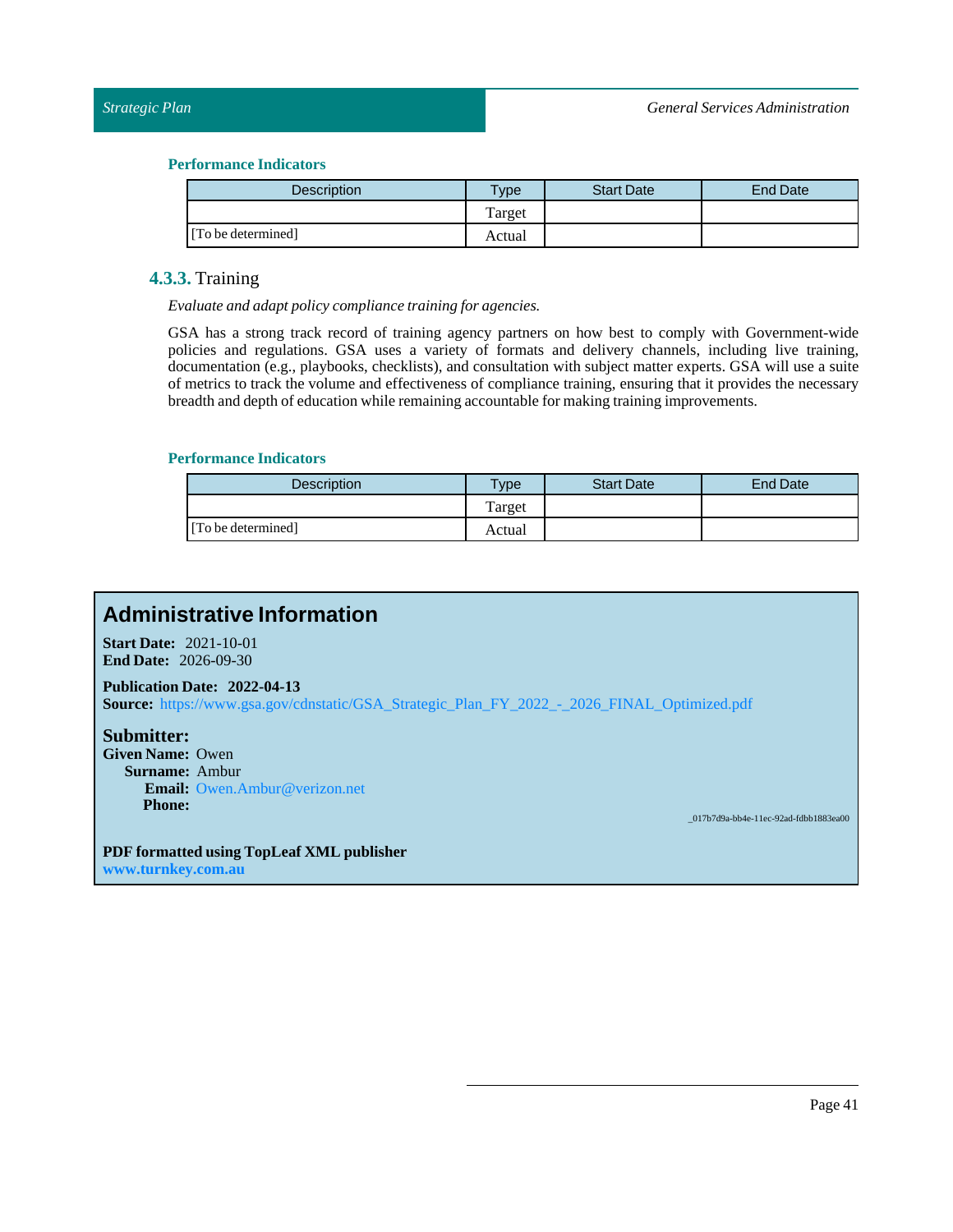#### Performance Indicators

| Description | Type | Start Date | End Date |
|---|---|---|---|
| | Target | | |
| [To be determined] | Actual | | |

### 4.3.3. Training

*Evaluate and adapt policy compliance training for agencies.*

GSA has a strong track record of training agency partners on how best to comply with Government-wide policies and regulations. GSA uses a variety of formats and delivery channels, including live training, documentation (e.g., playbooks, checklists), and consultation with subject matter experts. GSA will use a suite of metrics to track the volume and effectiveness of compliance training, ensuring that it provides the necessary breadth and depth of education while remaining accountable for making training improvements.

#### Performance Indicators

| Description | Type | Start Date | End Date |
|---|---|---|---|
| | Target | | |
| [To be determined] | Actual | | |

## Administrative Information

**Start Date:** 2021-10-01
**End Date:** 2026-09-30

**Publication Date:** **2022-04-13**
**Source:** https://www.gsa.gov/cdnstatic/GSA_Strategic_Plan_FY_2022_-_2026_FINAL_Optimized.pdf

### Submitter:

**Given Name:** Owen
**Surname:** Ambur
**Email:** Owen.Ambur@verizon.net
**Phone:**

_017b7d9a-bb4e-11ec-92ad-fdbb1883ea00

**PDF formatted using TopLeaf XML publisher**
**www.turnkey.com.au**